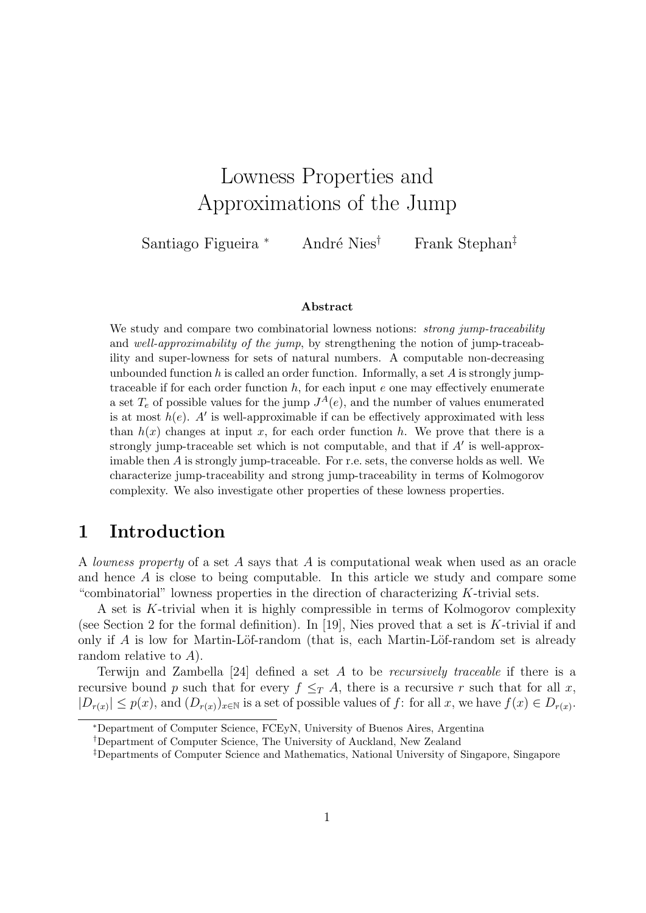# Lowness Properties and Approximations of the Jump

Santiago Figueira [*] André Nies [†] Frank Stephan [‡]

### Abstract

We study and compare two combinatorial lowness notions: *strong jump-traceability* and *well-approximability of the jump*, by strengthening the notion of jump-traceability and super-lowness for sets of natural numbers. A computable non-decreasing unbounded function $h$ is called an order function. Informally, a set $A$ is strongly jump-traceable if for each order function $h$, for each input $e$ one may effectively enumerate a set $T_e$ of possible values for the jump $J^A(e)$, and the number of values enumerated is at most $h(e)$. $A'$ is well-approximable if can be effectively approximated with less than $h(x)$ changes at input $x$, for each order function $h$. We prove that there is a strongly jump-traceable set which is not computable, and that if $A'$ is well-approximable then $A$ is strongly jump-traceable. For r.e. sets, the converse holds as well. We characterize jump-traceability and strong jump-traceability in terms of Kolmogorov complexity. We also investigate other properties of these lowness properties.

## 1 Introduction

A *lowness property* of a set $A$ says that $A$ is computational weak when used as an oracle and hence $A$ is close to being computable. In this article we study and compare some "combinatorial" lowness properties in the direction of characterizing $K$-trivial sets.

A set is $K$-trivial when it is highly compressible in terms of Kolmogorov complexity (see Section 2 for the formal definition). In [19], Nies proved that a set is $K$-trivial if and only if $A$ is low for Martin-Löf-random (that is, each Martin-Löf-random set is already random relative to $A$).

Terwijn and Zambella [24] defined a set $A$ to be *recursively traceable* if there is a recursive bound $p$ such that for every $f \leq_T A$, there is a recursive $r$ such that for all $x$, $|D_{r(x)}| \leq p(x)$, and $(D_{r(x)})_{x\in\mathbb{N}}$ is a set of possible values of $f$: for all $x$, we have $f(x) \in D_{r(x)}$.

[*] Department of Computer Science, FCEyN, University of Buenos Aires, Argentina

[†] Department of Computer Science, The University of Auckland, New Zealand

[‡] Departments of Computer Science and Mathematics, National University of Singapore, Singapore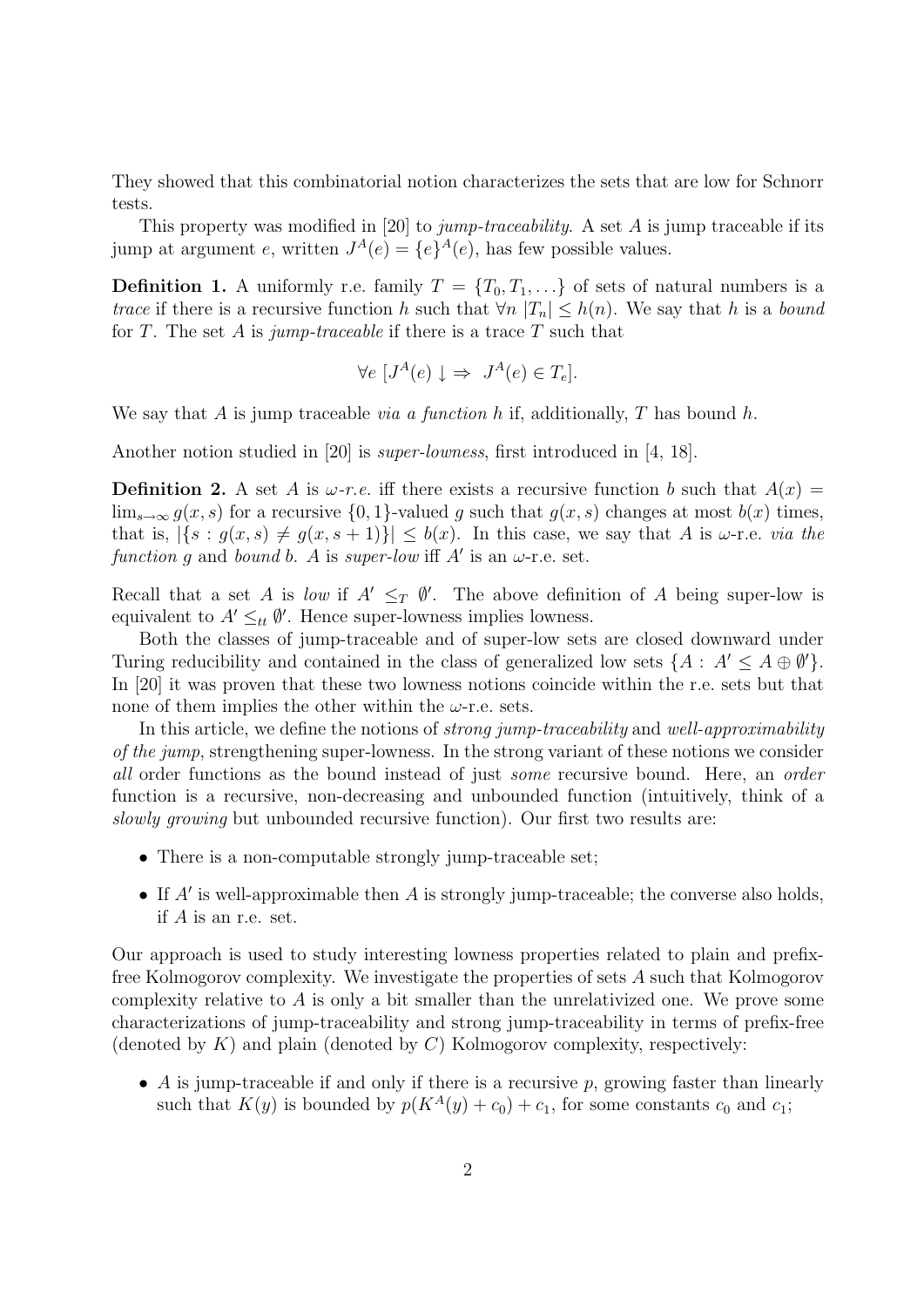They showed that this combinatorial notion characterizes the sets that are low for Schnorr tests.

This property was modified in [20] to *jump-traceability*. A set $A$ is jump traceable if its jump at argument $e$, written $J^A(e) = \{e\}^A(e)$, has few possible values.

**Definition 1.** A uniformly r.e. family $T = \{T_0, T_1, \ldots\}$ of sets of natural numbers is a *trace* if there is a recursive function $h$ such that $\forall n \; |T_n| \leq h(n)$. We say that $h$ is a *bound* for $T$. The set $A$ is *jump-traceable* if there is a trace $T$ such that

$$\forall e \; [J^A(e) \downarrow \Rightarrow \; J^A(e) \in T_e].$$

We say that $A$ is jump traceable *via a function* $h$ if, additionally, $T$ has bound $h$.

Another notion studied in [20] is *super-lowness*, first introduced in [4, 18].

**Definition 2.** A set $A$ is *$\omega$-r.e.* iff there exists a recursive function $b$ such that $A(x) = \lim_{s \to \infty} g(x, s)$ for a recursive $\{0, 1\}$-valued $g$ such that $g(x, s)$ changes at most $b(x)$ times, that is, $|\{s : g(x, s) \neq g(x, s + 1)\}| \leq b(x)$. In this case, we say that $A$ is $\omega$-r.e. *via the function* $g$ and *bound* $b$. $A$ is *super-low* iff $A'$ is an $\omega$-r.e. set.

Recall that a set $A$ is *low* if $A' \leq_T \emptyset'$. The above definition of $A$ being super-low is equivalent to $A' \leq_{tt} \emptyset'$. Hence super-lowness implies lowness.

Both the classes of jump-traceable and of super-low sets are closed downward under Turing reducibility and contained in the class of generalized low sets $\{A : A' \leq A \oplus \emptyset'\}$. In [20] it was proven that these two lowness notions coincide within the r.e. sets but that none of them implies the other within the $\omega$-r.e. sets.

In this article, we define the notions of *strong jump-traceability* and *well-approximability of the jump*, strengthening super-lowness. In the strong variant of these notions we consider *all* order functions as the bound instead of just *some* recursive bound. Here, an *order* function is a recursive, non-decreasing and unbounded function (intuitively, think of a *slowly growing* but unbounded recursive function). Our first two results are:

- There is a non-computable strongly jump-traceable set;
- If $A'$ is well-approximable then $A$ is strongly jump-traceable; the converse also holds, if $A$ is an r.e. set.

Our approach is used to study interesting lowness properties related to plain and prefix-free Kolmogorov complexity. We investigate the properties of sets $A$ such that Kolmogorov complexity relative to $A$ is only a bit smaller than the unrelativized one. We prove some characterizations of jump-traceability and strong jump-traceability in terms of prefix-free (denoted by $K$) and plain (denoted by $C$) Kolmogorov complexity, respectively:

- $A$ is jump-traceable if and only if there is a recursive $p$, growing faster than linearly such that $K(y)$ is bounded by $p(K^A(y) + c_0) + c_1$, for some constants $c_0$ and $c_1$;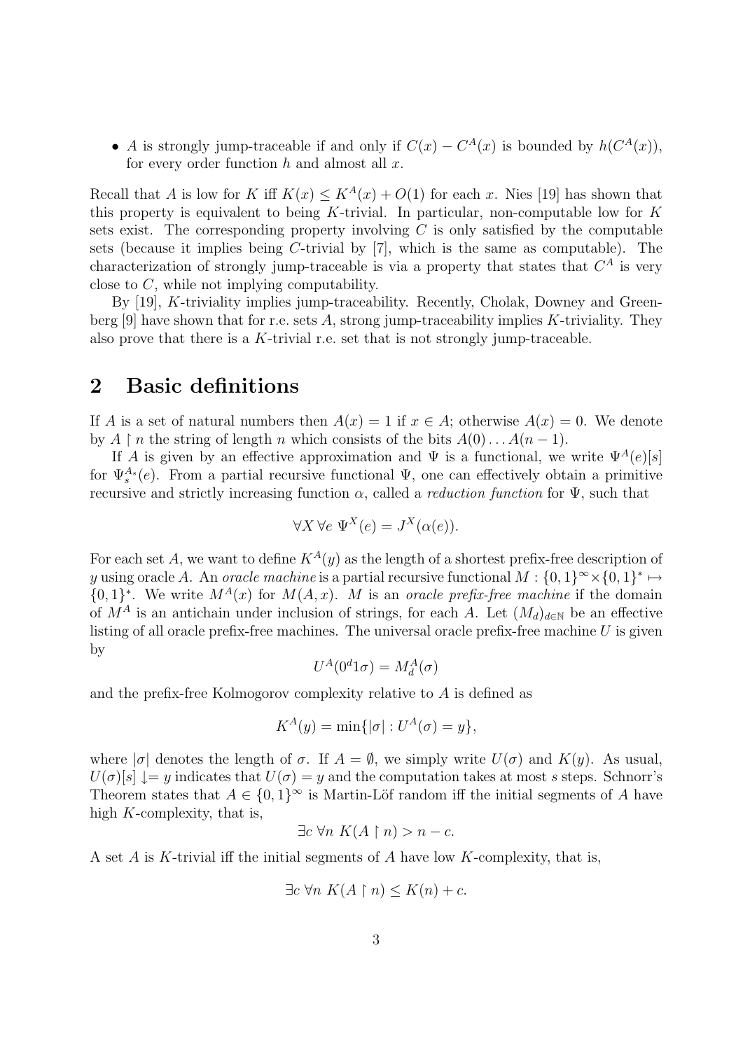- $A$ is strongly jump-traceable if and only if $C(x) - C^A(x)$ is bounded by $h(C^A(x))$, for every order function $h$ and almost all $x$.

Recall that $A$ is low for $K$ iff $K(x) \leq K^A(x) + O(1)$ for each $x$. Nies [19] has shown that this property is equivalent to being $K$-trivial. In particular, non-computable low for $K$ sets exist. The corresponding property involving $C$ is only satisfied by the computable sets (because it implies being $C$-trivial by [7], which is the same as computable). The characterization of strongly jump-traceable is via a property that states that $C^A$ is very close to $C$, while not implying computability.

By [19], $K$-triviality implies jump-traceability. Recently, Cholak, Downey and Greenberg [9] have shown that for r.e. sets $A$, strong jump-traceability implies $K$-triviality. They also prove that there is a $K$-trivial r.e. set that is not strongly jump-traceable.

## 2 Basic definitions

If $A$ is a set of natural numbers then $A(x) = 1$ if $x \in A$; otherwise $A(x) = 0$. We denote by $A \upharpoonright n$ the string of length $n$ which consists of the bits $A(0) \dots A(n-1)$.

If $A$ is given by an effective approximation and $\Psi$ is a functional, we write $\Psi^A(e)[s]$ for $\Psi_s^{A_s}(e)$. From a partial recursive functional $\Psi$, one can effectively obtain a primitive recursive and strictly increasing function $\alpha$, called a *reduction function* for $\Psi$, such that

$$\forall X \, \forall e \;\, \Psi^X(e) = J^X(\alpha(e)).$$

For each set $A$, we want to define $K^A(y)$ as the length of a shortest prefix-free description of $y$ using oracle $A$. An *oracle machine* is a partial recursive functional $M : \{0,1\}^\infty \times \{0,1\}^* \mapsto \{0,1\}^*$. We write $M^A(x)$ for $M(A, x)$. $M$ is an *oracle prefix-free machine* if the domain of $M^A$ is an antichain under inclusion of strings, for each $A$. Let $(M_d)_{d \in \mathbb{N}}$ be an effective listing of all oracle prefix-free machines. The universal oracle prefix-free machine $U$ is given by

$$U^A(0^d 1 \sigma) = M_d^A(\sigma)$$

and the prefix-free Kolmogorov complexity relative to $A$ is defined as

$$K^A(y) = \min\{|\sigma| : U^A(\sigma) = y\},$$

where $|\sigma|$ denotes the length of $\sigma$. If $A = \emptyset$, we simply write $U(\sigma)$ and $K(y)$. As usual, $U(\sigma)[s] \downarrow = y$ indicates that $U(\sigma) = y$ and the computation takes at most $s$ steps. Schnorr's Theorem states that $A \in \{0,1\}^\infty$ is Martin-Löf random iff the initial segments of $A$ have high $K$-complexity, that is,

$$\exists c \; \forall n \;\, K(A \upharpoonright n) > n - c.$$

A set $A$ is $K$-trivial iff the initial segments of $A$ have low $K$-complexity, that is,

$$\exists c \; \forall n \;\, K(A \upharpoonright n) \leq K(n) + c.$$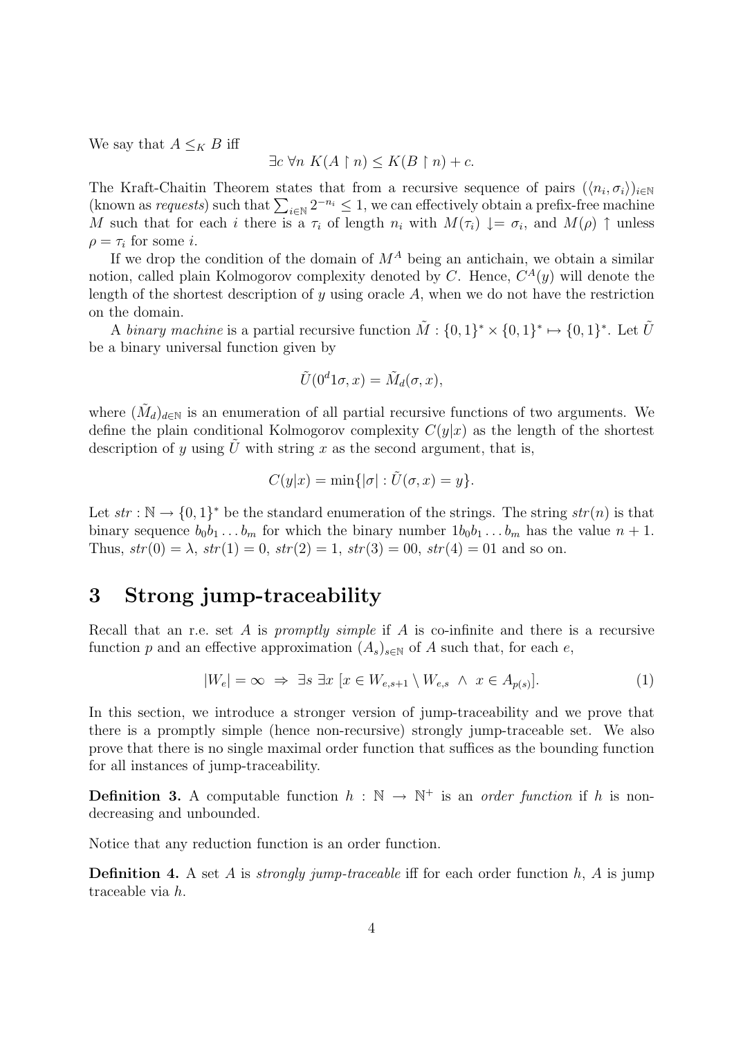We say that $A \leq_K B$ iff

$$\exists c \; \forall n \; K(A \upharpoonright n) \leq K(B \upharpoonright n) + c.$$

The Kraft-Chaitin Theorem states that from a recursive sequence of pairs $(\langle n_i, \sigma_i \rangle)_{i \in \mathbb{N}}$ (known as *requests*) such that $\sum_{i \in \mathbb{N}} 2^{-n_i} \leq 1$, we can effectively obtain a prefix-free machine $M$ such that for each $i$ there is a $\tau_i$ of length $n_i$ with $M(\tau_i) \downarrow = \sigma_i$, and $M(\rho) \uparrow$ unless $\rho = \tau_i$ for some $i$.

If we drop the condition of the domain of $M^A$ being an antichain, we obtain a similar notion, called plain Kolmogorov complexity denoted by $C$. Hence, $C^A(y)$ will denote the length of the shortest description of $y$ using oracle $A$, when we do not have the restriction on the domain.

A *binary machine* is a partial recursive function $\tilde{M} : \{0,1\}^* \times \{0,1\}^* \mapsto \{0,1\}^*$. Let $\tilde{U}$ be a binary universal function given by

$$\tilde{U}(0^d 1 \sigma, x) = \tilde{M}_d(\sigma, x),$$

where $(\tilde{M}_d)_{d \in \mathbb{N}}$ is an enumeration of all partial recursive functions of two arguments. We define the plain conditional Kolmogorov complexity $C(y|x)$ as the length of the shortest description of $y$ using $\tilde{U}$ with string $x$ as the second argument, that is,

$$C(y|x) = \min\{|\sigma| : \tilde{U}(\sigma, x) = y\}.$$

Let $str : \mathbb{N} \to \{0,1\}^*$ be the standard enumeration of the strings. The string $str(n)$ is that binary sequence $b_0 b_1 \ldots b_m$ for which the binary number $1 b_0 b_1 \ldots b_m$ has the value $n+1$. Thus, $str(0) = \lambda$, $str(1) = 0$, $str(2) = 1$, $str(3) = 00$, $str(4) = 01$ and so on.

## 3 Strong jump-traceability

Recall that an r.e. set $A$ is *promptly simple* if $A$ is co-infinite and there is a recursive function $p$ and an effective approximation $(A_s)_{s \in \mathbb{N}}$ of $A$ such that, for each $e$,

$$|W_e| = \infty \;\Rightarrow\; \exists s \; \exists x \; [x \in W_{e,s+1} \setminus W_{e,s} \;\wedge\; x \in A_{p(s)}]. \tag{1}$$

In this section, we introduce a stronger version of jump-traceability and we prove that there is a promptly simple (hence non-recursive) strongly jump-traceable set. We also prove that there is no single maximal order function that suffices as the bounding function for all instances of jump-traceability.

**Definition 3.** A computable function $h : \mathbb{N} \to \mathbb{N}^+$ is an *order function* if $h$ is non-decreasing and unbounded.

Notice that any reduction function is an order function.

**Definition 4.** A set $A$ is *strongly jump-traceable* iff for each order function $h$, $A$ is jump traceable via $h$.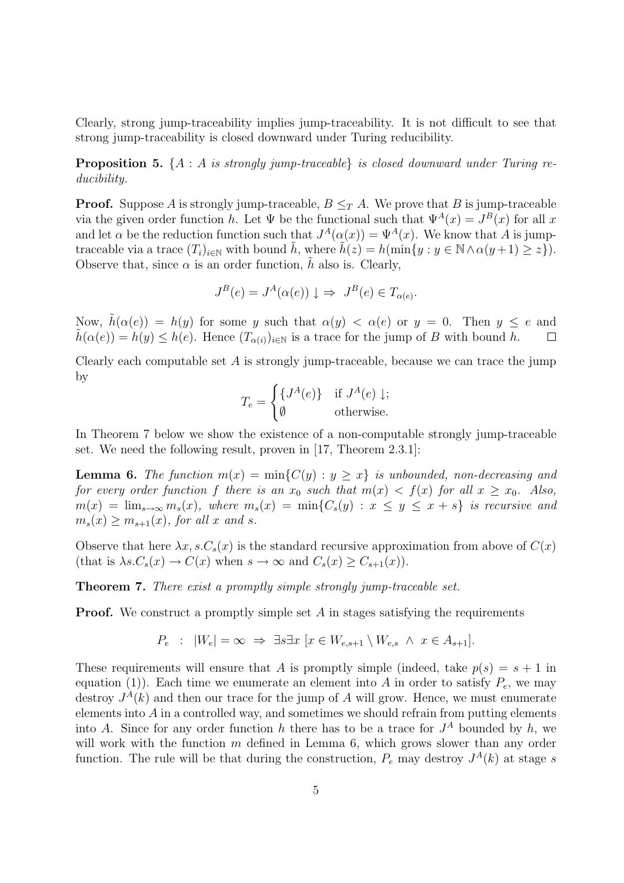Clearly, strong jump-traceability implies jump-traceability. It is not difficult to see that strong jump-traceability is closed downward under Turing reducibility.

**Proposition 5.** *$\{A : A$ is strongly jump-traceable$\}$ is closed downward under Turing reducibility.*

**Proof.** Suppose $A$ is strongly jump-traceable, $B \leq_T A$. We prove that $B$ is jump-traceable via the given order function $h$. Let $\Psi$ be the functional such that $\Psi^A(x) = J^B(x)$ for all $x$ and let $\alpha$ be the reduction function such that $J^A(\alpha(x)) = \Psi^A(x)$. We know that $A$ is jump-traceable via a trace $(T_i)_{i\in\mathbb{N}}$ with bound $\tilde{h}$, where $\tilde{h}(z) = h(\min\{y : y \in \mathbb{N} \wedge \alpha(y+1) \geq z\})$. Observe that, since $\alpha$ is an order function, $\tilde{h}$ also is. Clearly,

$$J^B(e) = J^A(\alpha(e)) \downarrow \Rightarrow \ J^B(e) \in T_{\alpha(e)}.$$

Now, $\tilde{h}(\alpha(e)) = h(y)$ for some $y$ such that $\alpha(y) < \alpha(e)$ or $y = 0$. Then $y \leq e$ and $\tilde{h}(\alpha(e)) = h(y) \leq h(e)$. Hence $(T_{\alpha(i)})_{i\in\mathbb{N}}$ is a trace for the jump of $B$ with bound $h$. $\square$

Clearly each computable set $A$ is strongly jump-traceable, because we can trace the jump by

$$T_e = \begin{cases} \{J^A(e)\} & \text{if } J^A(e)\downarrow; \\ \emptyset & \text{otherwise.} \end{cases}$$

In Theorem 7 below we show the existence of a non-computable strongly jump-traceable set. We need the following result, proven in [17, Theorem 2.3.1]:

**Lemma 6.** *The function $m(x) = \min\{C(y) : y \geq x\}$ is unbounded, non-decreasing and for every order function $f$ there is an $x_0$ such that $m(x) < f(x)$ for all $x \geq x_0$. Also, $m(x) = \lim_{s\to\infty} m_s(x)$, where $m_s(x) = \min\{C_s(y) : x \leq y \leq x + s\}$ is recursive and $m_s(x) \geq m_{s+1}(x)$, for all $x$ and $s$.*

Observe that here $\lambda x, s.C_s(x)$ is the standard recursive approximation from above of $C(x)$ (that is $\lambda s.C_s(x) \to C(x)$ when $s \to \infty$ and $C_s(x) \geq C_{s+1}(x)$).

**Theorem 7.** *There exist a promptly simple strongly jump-traceable set.*

**Proof.** We construct a promptly simple set $A$ in stages satisfying the requirements

$$P_e \ : \ |W_e| = \infty \ \Rightarrow \ \exists s \exists x \ [x \in W_{e,s+1} \setminus W_{e,s} \ \wedge \ x \in A_{s+1}].$$

These requirements will ensure that $A$ is promptly simple (indeed, take $p(s) = s + 1$ in equation (1)). Each time we enumerate an element into $A$ in order to satisfy $P_e$, we may destroy $J^A(k)$ and then our trace for the jump of $A$ will grow. Hence, we must enumerate elements into $A$ in a controlled way, and sometimes we should refrain from putting elements into $A$. Since for any order function $h$ there has to be a trace for $J^A$ bounded by $h$, we will work with the function $m$ defined in Lemma 6, which grows slower than any order function. The rule will be that during the construction, $P_e$ may destroy $J^A(k)$ at stage $s$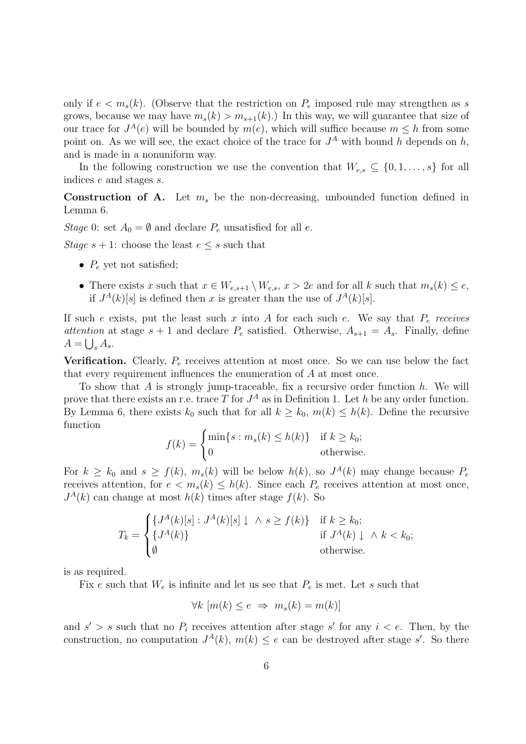only if $e < m_s(k)$. (Observe that the restriction on $P_e$ imposed rule may strengthen as $s$ grows, because we may have $m_s(k) > m_{s+1}(k)$.) In this way, we will guarantee that size of our trace for $J^A(e)$ will be bounded by $m(e)$, which will suffice because $m \leq h$ from some point on. As we will see, the exact choice of the trace for $J^A$ with bound $h$ depends on $h$, and is made in a nonuniform way.

In the following construction we use the convention that $W_{e,s} \subseteq \{0, 1, \ldots, s\}$ for all indices $e$ and stages $s$.

**Construction of A.** Let $m_s$ be the non-decreasing, unbounded function defined in Lemma 6.

*Stage* 0: set $A_0 = \emptyset$ and declare $P_e$ unsatisfied for all $e$.

*Stage* $s + 1$: choose the least $e \leq s$ such that

- $P_e$ yet not satisfied;
- There exists $x$ such that $x \in W_{e,s+1} \setminus W_{e,s}$, $x > 2e$ and for all $k$ such that $m_s(k) \leq e$, if $J^A(k)[s]$ is defined then $x$ is greater than the use of $J^A(k)[s]$.

If such $e$ exists, put the least such $x$ into $A$ for each such $e$. We say that $P_e$ *receives attention* at stage $s + 1$ and declare $P_e$ satisfied. Otherwise, $A_{s+1} = A_s$. Finally, define $A = \bigcup_s A_s$.

**Verification.** Clearly, $P_e$ receives attention at most once. So we can use below the fact that every requirement influences the enumeration of $A$ at most once.

To show that $A$ is strongly jump-traceable, fix a recursive order function $h$. We will prove that there exists an r.e. trace $T$ for $J^A$ as in Definition 1. Let $h$ be any order function. By Lemma 6, there exists $k_0$ such that for all $k \geq k_0$, $m(k) \leq h(k)$. Define the recursive function

$$f(k) = \begin{cases} \min\{s : m_s(k) \leq h(k)\} & \text{if } k \geq k_0; \\ 0 & \text{otherwise.} \end{cases}$$

For $k \geq k_0$ and $s \geq f(k)$, $m_s(k)$ will be below $h(k)$, so $J^A(k)$ may change because $P_e$ receives attention, for $e < m_s(k) \leq h(k)$. Since each $P_e$ receives attention at most once, $J^A(k)$ can change at most $h(k)$ times after stage $f(k)$. So

$$T_k = \begin{cases} \{J^A(k)[s] : J^A(k)[s]\downarrow \ \wedge\ s \geq f(k)\} & \text{if } k \geq k_0; \\ \{J^A(k)\} & \text{if } J^A(k)\downarrow \ \wedge\ k < k_0; \\ \emptyset & \text{otherwise.} \end{cases}$$

is as required.

Fix $e$ such that $W_e$ is infinite and let us see that $P_e$ is met. Let $s$ such that

$$\forall k \ [m(k) \leq e \ \Rightarrow\ m_s(k) = m(k)]$$

and $s' > s$ such that no $P_i$ receives attention after stage $s'$ for any $i < e$. Then, by the construction, no computation $J^A(k)$, $m(k) \leq e$ can be destroyed after stage $s'$. So there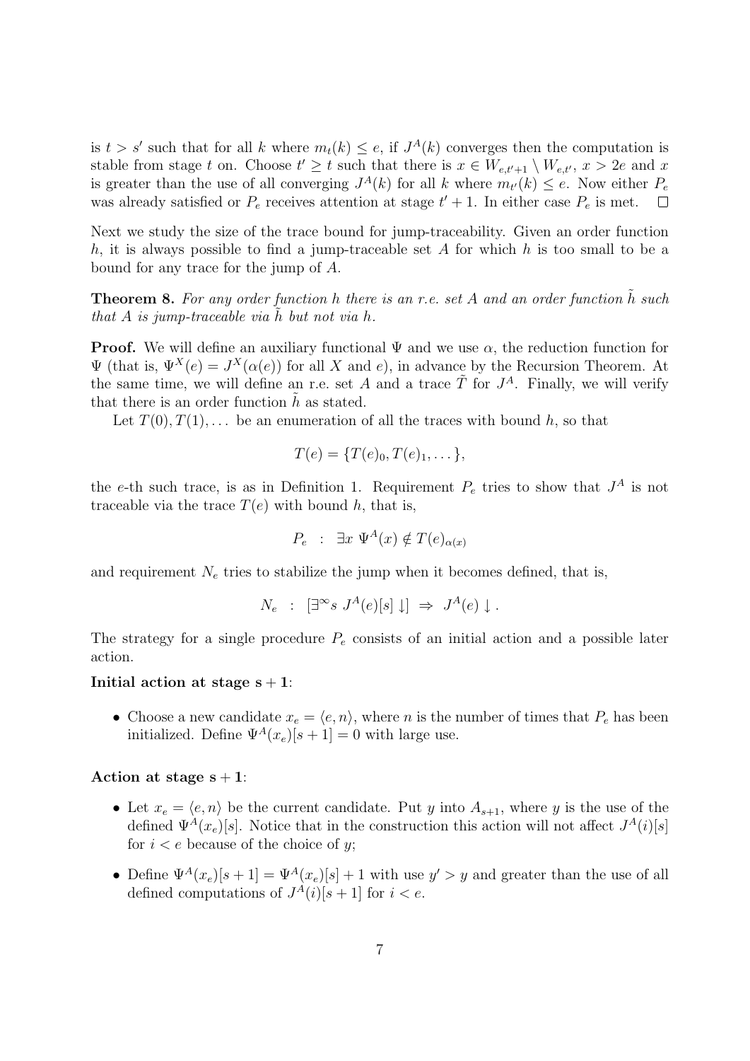is $t > s'$ such that for all $k$ where $m_t(k) \leq e$, if $J^A(k)$ converges then the computation is stable from stage $t$ on. Choose $t' \geq t$ such that there is $x \in W_{e,t'+1} \setminus W_{e,t'}$, $x > 2e$ and $x$ is greater than the use of all converging $J^A(k)$ for all $k$ where $m_{t'}(k) \leq e$. Now either $P_e$ was already satisfied or $P_e$ receives attention at stage $t' + 1$. In either case $P_e$ is met. $\square$

Next we study the size of the trace bound for jump-traceability. Given an order function $h$, it is always possible to find a jump-traceable set $A$ for which $h$ is too small to be a bound for any trace for the jump of $A$.

**Theorem 8.** *For any order function $h$ there is an r.e. set $A$ and an order function $\tilde{h}$ such that $A$ is jump-traceable via $\tilde{h}$ but not via $h$.*

**Proof.** We will define an auxiliary functional $\Psi$ and we use $\alpha$, the reduction function for $\Psi$ (that is, $\Psi^X(e) = J^X(\alpha(e))$ for all $X$ and $e$), in advance by the Recursion Theorem. At the same time, we will define an r.e. set $A$ and a trace $\tilde{T}$ for $J^A$. Finally, we will verify that there is an order function $\tilde{h}$ as stated.

Let $T(0), T(1), \ldots$ be an enumeration of all the traces with bound $h$, so that

$$T(e) = \{T(e)_0, T(e)_1, \ldots\},$$

the $e$-th such trace, is as in Definition 1. Requirement $P_e$ tries to show that $J^A$ is not traceable via the trace $T(e)$ with bound $h$, that is,

$$P_e \quad : \quad \exists x \ \Psi^A(x) \notin T(e)_{\alpha(x)}$$

and requirement $N_e$ tries to stabilize the jump when it becomes defined, that is,

$$N_e \quad : \quad [\exists^\infty s \ J^A(e)[s] \downarrow] \ \Rightarrow \ J^A(e) \downarrow.$$

The strategy for a single procedure $P_e$ consists of an initial action and a possible later action.

**Initial action at stage $\mathbf{s+1}$**:

- Choose a new candidate $x_e = \langle e, n \rangle$, where $n$ is the number of times that $P_e$ has been initialized. Define $\Psi^A(x_e)[s+1] = 0$ with large use.

**Action at stage $\mathbf{s+1}$**:

- Let $x_e = \langle e, n \rangle$ be the current candidate. Put $y$ into $A_{s+1}$, where $y$ is the use of the defined $\Psi^A(x_e)[s]$. Notice that in the construction this action will not affect $J^A(i)[s]$ for $i < e$ because of the choice of $y$;
- Define $\Psi^A(x_e)[s+1] = \Psi^A(x_e)[s] + 1$ with use $y' > y$ and greater than the use of all defined computations of $J^A(i)[s+1]$ for $i < e$.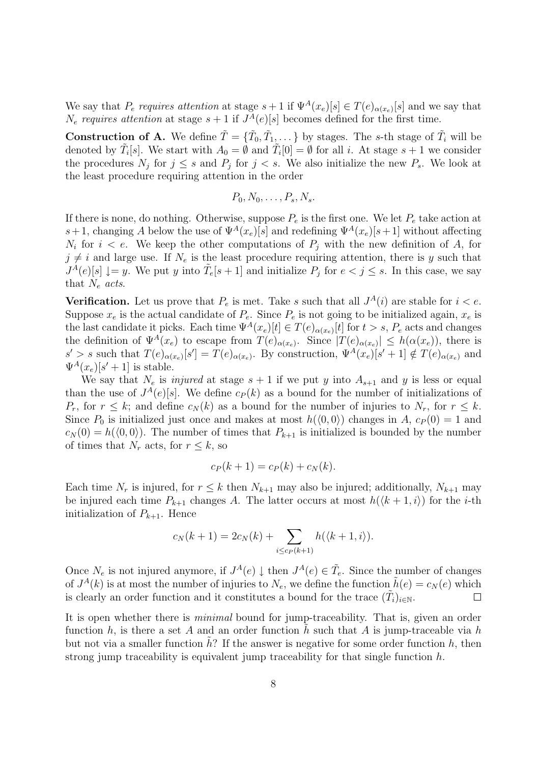We say that $P_e$ *requires attention* at stage $s+1$ if $\Psi^A(x_e)[s] \in T(e)_{\alpha(x_e)}[s]$ and we say that $N_e$ *requires attention* at stage $s+1$ if $J^A(e)[s]$ becomes defined for the first time.

**Construction of A.** We define $\tilde{T} = \{\tilde{T}_0, \tilde{T}_1, \dots\}$ by stages. The $s$-th stage of $\tilde{T}_i$ will be denoted by $\tilde{T}_i[s]$. We start with $A_0 = \emptyset$ and $\tilde{T}_i[0] = \emptyset$ for all $i$. At stage $s+1$ we consider the procedures $N_j$ for $j \leq s$ and $P_j$ for $j < s$. We also initialize the new $P_s$. We look at the least procedure requiring attention in the order

$$P_0, N_0, \dots, P_s, N_s.$$

If there is none, do nothing. Otherwise, suppose $P_e$ is the first one. We let $P_e$ take action at $s+1$, changing $A$ below the use of $\Psi^A(x_e)[s]$ and redefining $\Psi^A(x_e)[s+1]$ without affecting $N_i$ for $i < e$. We keep the other computations of $P_j$ with the new definition of $A$, for $j \neq i$ and large use. If $N_e$ is the least procedure requiring attention, there is $y$ such that $J^A(e)[s] \downarrow= y$. We put $y$ into $\tilde{T}_e[s+1]$ and initialize $P_j$ for $e < j \leq s$. In this case, we say that $N_e$ *acts*.

**Verification.** Let us prove that $P_e$ is met. Take $s$ such that all $J^A(i)$ are stable for $i < e$. Suppose $x_e$ is the actual candidate of $P_e$. Since $P_e$ is not going to be initialized again, $x_e$ is the last candidate it picks. Each time $\Psi^A(x_e)[t] \in T(e)_{\alpha(x_e)}[t]$ for $t > s$, $P_e$ acts and changes the definition of $\Psi^A(x_e)$ to escape from $T(e)_{\alpha(x_e)}$. Since $|T(e)_{\alpha(x_e)}| \leq h(\alpha(x_e))$, there is $s' > s$ such that $T(e)_{\alpha(x_e)}[s'] = T(e)_{\alpha(x_e)}$. By construction, $\Psi^A(x_e)[s'+1] \notin T(e)_{\alpha(x_e)}$ and $\Psi^A(x_e)[s'+1]$ is stable.

We say that $N_e$ is *injured* at stage $s+1$ if we put $y$ into $A_{s+1}$ and $y$ is less or equal than the use of $J^A(e)[s]$. We define $c_P(k)$ as a bound for the number of initializations of $P_r$, for $r \leq k$; and define $c_N(k)$ as a bound for the number of injuries to $N_r$, for $r \leq k$. Since $P_0$ is initialized just once and makes at most $h(\langle 0, 0\rangle)$ changes in $A$, $c_P(0) = 1$ and $c_N(0) = h(\langle 0, 0\rangle)$. The number of times that $P_{k+1}$ is initialized is bounded by the number of times that $N_r$ acts, for $r \leq k$, so

$$c_P(k+1) = c_P(k) + c_N(k).$$

Each time $N_r$ is injured, for $r \leq k$ then $N_{k+1}$ may also be injured; additionally, $N_{k+1}$ may be injured each time $P_{k+1}$ changes $A$. The latter occurs at most $h(\langle k+1, i\rangle)$ for the $i$-th initialization of $P_{k+1}$. Hence

$$c_N(k+1) = 2c_N(k) + \sum_{i \leq c_P(k+1)} h(\langle k+1, i\rangle).$$

Once $N_e$ is not injured anymore, if $J^A(e) \downarrow$ then $J^A(e) \in \tilde{T}_e$. Since the number of changes of $J^A(k)$ is at most the number of injuries to $N_e$, we define the function $\tilde{h}(e) = c_N(e)$ which is clearly an order function and it constitutes a bound for the trace $(\tilde{T}_i)_{i \in \mathbb{N}}$. $\square$

It is open whether there is *minimal* bound for jump-traceability. That is, given an order function $h$, is there a set $A$ and an order function $\tilde{h}$ such that $A$ is jump-traceable via $h$ but not via a smaller function $\tilde{h}$? If the answer is negative for some order function $h$, then strong jump traceability is equivalent jump traceability for that single function $h$.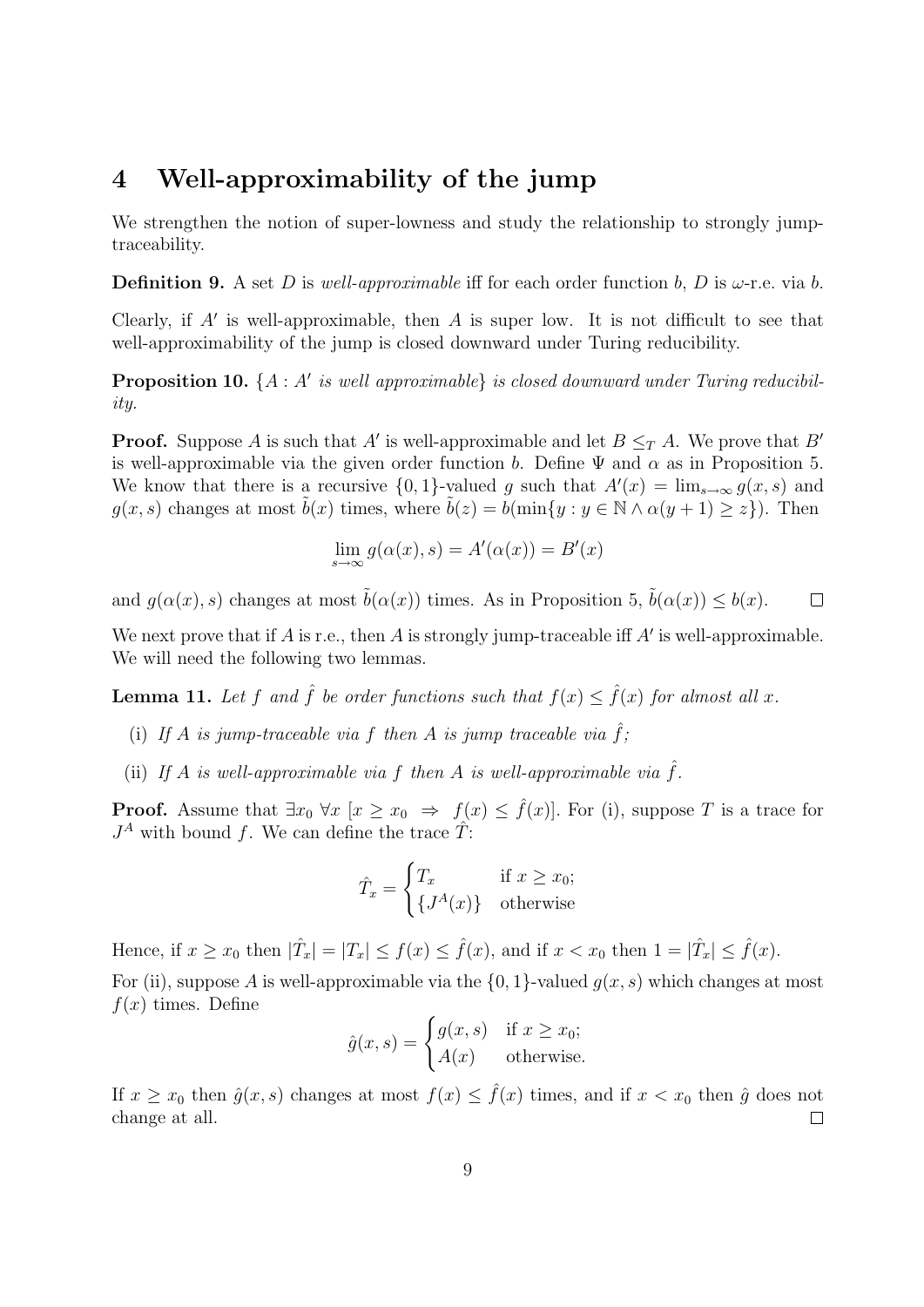## 4 Well-approximability of the jump

We strengthen the notion of super-lowness and study the relationship to strongly jump-traceability.

**Definition 9.** A set $D$ is *well-approximable* iff for each order function $b$, $D$ is $\omega$-r.e. via $b$.

Clearly, if $A'$ is well-approximable, then $A$ is super low. It is not difficult to see that well-approximability of the jump is closed downward under Turing reducibility.

**Proposition 10.** *$\{A : A'$ is well approximable$\}$ is closed downward under Turing reducibility.*

**Proof.** Suppose $A$ is such that $A'$ is well-approximable and let $B \leq_T A$. We prove that $B'$ is well-approximable via the given order function $b$. Define $\Psi$ and $\alpha$ as in Proposition 5. We know that there is a recursive $\{0,1\}$-valued $g$ such that $A'(x) = \lim_{s\to\infty} g(x,s)$ and $g(x,s)$ changes at most $\tilde{b}(x)$ times, where $\tilde{b}(z) = b(\min\{y : y \in \mathbb{N} \wedge \alpha(y+1) \geq z\})$. Then

$$\lim_{s\to\infty} g(\alpha(x), s) = A'(\alpha(x)) = B'(x)$$

and $g(\alpha(x), s)$ changes at most $\tilde{b}(\alpha(x))$ times. As in Proposition 5, $\tilde{b}(\alpha(x)) \leq b(x)$. $\square$

We next prove that if $A$ is r.e., then $A$ is strongly jump-traceable iff $A'$ is well-approximable. We will need the following two lemmas.

**Lemma 11.** *Let $f$ and $\hat{f}$ be order functions such that $f(x) \leq \hat{f}(x)$ for almost all $x$.*

- (i) *If $A$ is jump-traceable via $f$ then $A$ is jump traceable via $\hat{f}$;*
- (ii) *If $A$ is well-approximable via $f$ then $A$ is well-approximable via $\hat{f}$.*

**Proof.** Assume that $\exists x_0 \; \forall x \; [x \geq x_0 \;\Rightarrow\; f(x) \leq \hat{f}(x)]$. For (i), suppose $T$ is a trace for $J^A$ with bound $f$. We can define the trace $\hat{T}$:

$$\hat{T}_x = \begin{cases} T_x & \text{if } x \geq x_0; \\ \{J^A(x)\} & \text{otherwise} \end{cases}$$

Hence, if $x \geq x_0$ then $|\hat{T}_x| = |T_x| \leq f(x) \leq \hat{f}(x)$, and if $x < x_0$ then $1 = |\hat{T}_x| \leq \hat{f}(x)$.

For (ii), suppose $A$ is well-approximable via the $\{0,1\}$-valued $g(x,s)$ which changes at most $f(x)$ times. Define

$$\hat{g}(x,s) = \begin{cases} g(x,s) & \text{if } x \geq x_0; \\ A(x) & \text{otherwise.} \end{cases}$$

If $x \geq x_0$ then $\hat{g}(x,s)$ changes at most $f(x) \leq \hat{f}(x)$ times, and if $x < x_0$ then $\hat{g}$ does not change at all. $\square$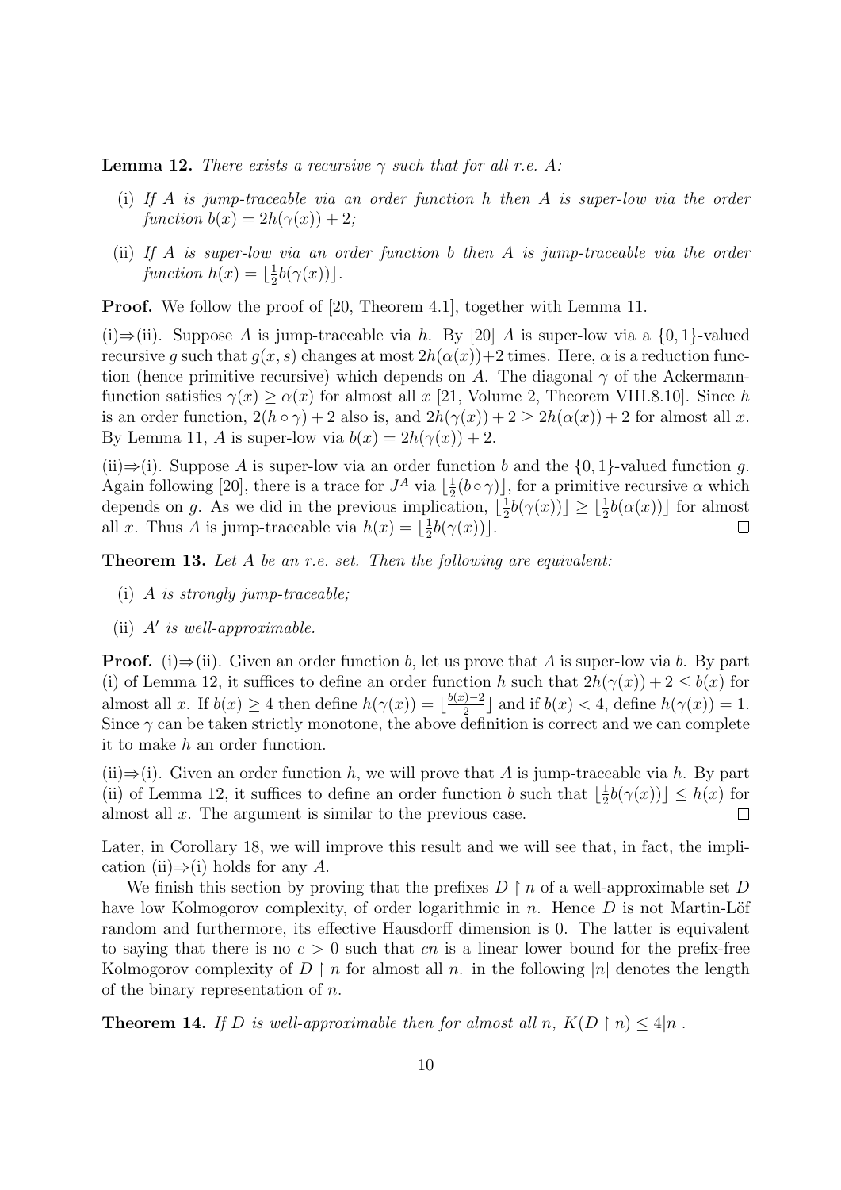**Lemma 12.** *There exists a recursive $\gamma$ such that for all r.e. $A$:*

(i) *If $A$ is jump-traceable via an order function $h$ then $A$ is super-low via the order function $b(x) = 2h(\gamma(x)) + 2$;*

(ii) *If $A$ is super-low via an order function $b$ then $A$ is jump-traceable via the order function $h(x) = \lfloor \frac{1}{2} b(\gamma(x)) \rfloor$.*

**Proof.** We follow the proof of [20, Theorem 4.1], together with Lemma 11.

(i)$\Rightarrow$(ii). Suppose $A$ is jump-traceable via $h$. By [20] $A$ is super-low via a $\{0,1\}$-valued recursive $g$ such that $g(x,s)$ changes at most $2h(\alpha(x))+2$ times. Here, $\alpha$ is a reduction function (hence primitive recursive) which depends on $A$. The diagonal $\gamma$ of the Ackermann-function satisfies $\gamma(x) \geq \alpha(x)$ for almost all $x$ [21, Volume 2, Theorem VIII.8.10]. Since $h$ is an order function, $2(h \circ \gamma) + 2$ also is, and $2h(\gamma(x)) + 2 \geq 2h(\alpha(x)) + 2$ for almost all $x$. By Lemma 11, $A$ is super-low via $b(x) = 2h(\gamma(x)) + 2$.

(ii)$\Rightarrow$(i). Suppose $A$ is super-low via an order function $b$ and the $\{0,1\}$-valued function $g$. Again following [20], there is a trace for $J^A$ via $\lfloor \frac{1}{2}(b \circ \gamma) \rfloor$, for a primitive recursive $\alpha$ which depends on $g$. As we did in the previous implication, $\lfloor \frac{1}{2} b(\gamma(x)) \rfloor \geq \lfloor \frac{1}{2} b(\alpha(x)) \rfloor$ for almost all $x$. Thus $A$ is jump-traceable via $h(x) = \lfloor \frac{1}{2} b(\gamma(x)) \rfloor$. $\square$

**Theorem 13.** *Let $A$ be an r.e. set. Then the following are equivalent:*

(i) *$A$ is strongly jump-traceable;*

(ii) *$A'$ is well-approximable.*

**Proof.** (i)$\Rightarrow$(ii). Given an order function $b$, let us prove that $A$ is super-low via $b$. By part (i) of Lemma 12, it suffices to define an order function $h$ such that $2h(\gamma(x)) + 2 \leq b(x)$ for almost all $x$. If $b(x) \geq 4$ then define $h(\gamma(x)) = \lfloor \frac{b(x)-2}{2} \rfloor$ and if $b(x) < 4$, define $h(\gamma(x)) = 1$. Since $\gamma$ can be taken strictly monotone, the above definition is correct and we can complete it to make $h$ an order function.

(ii)$\Rightarrow$(i). Given an order function $h$, we will prove that $A$ is jump-traceable via $h$. By part (ii) of Lemma 12, it suffices to define an order function $b$ such that $\lfloor \frac{1}{2} b(\gamma(x)) \rfloor \leq h(x)$ for almost all $x$. The argument is similar to the previous case. $\square$

Later, in Corollary 18, we will improve this result and we will see that, in fact, the implication (ii)$\Rightarrow$(i) holds for any $A$.

We finish this section by proving that the prefixes $D \upharpoonright n$ of a well-approximable set $D$ have low Kolmogorov complexity, of order logarithmic in $n$. Hence $D$ is not Martin-Löf random and furthermore, its effective Hausdorff dimension is 0. The latter is equivalent to saying that there is no $c > 0$ such that $cn$ is a linear lower bound for the prefix-free Kolmogorov complexity of $D \upharpoonright n$ for almost all $n$. in the following $|n|$ denotes the length of the binary representation of $n$.

**Theorem 14.** *If $D$ is well-approximable then for almost all $n$, $K(D \upharpoonright n) \leq 4|n|$.*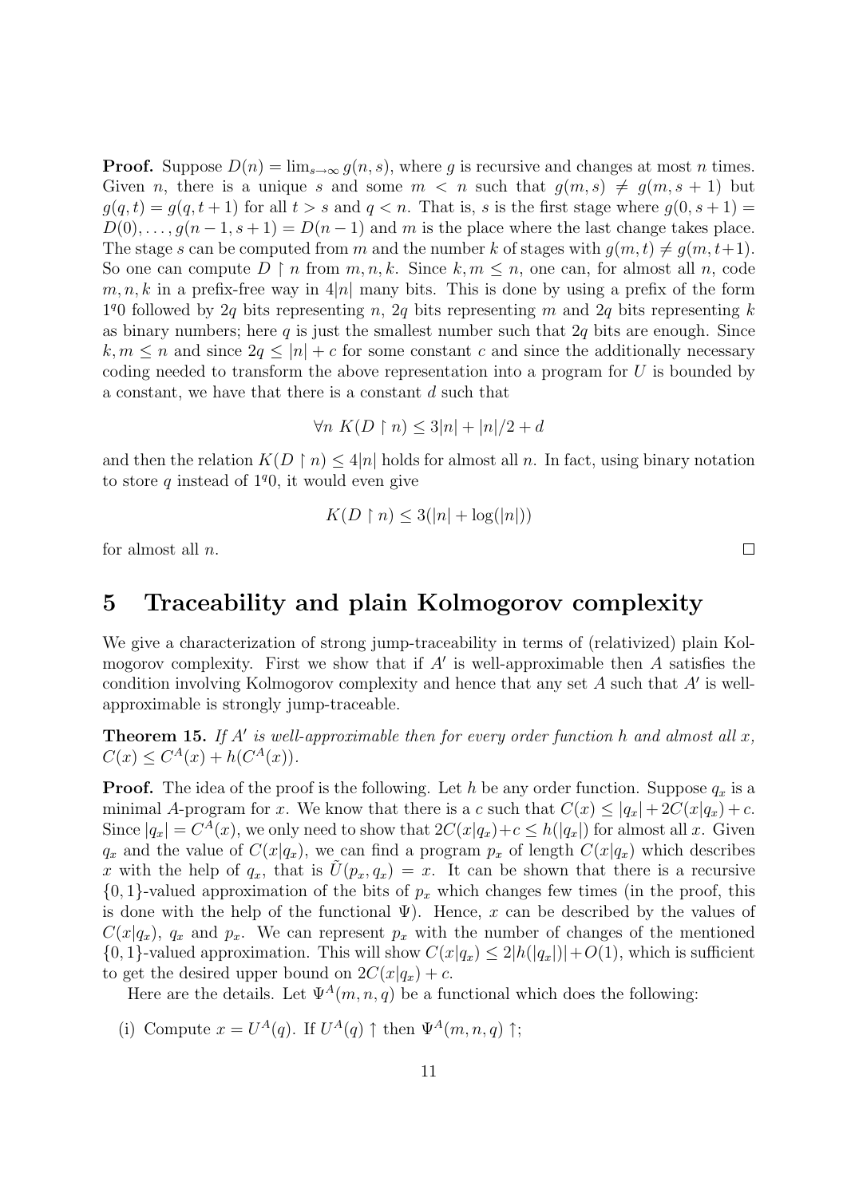**Proof.** Suppose $D(n) = \lim_{s\to\infty} g(n,s)$, where $g$ is recursive and changes at most $n$ times. Given $n$, there is a unique $s$ and some $m < n$ such that $g(m,s) \neq g(m,s+1)$ but $g(q,t) = g(q,t+1)$ for all $t > s$ and $q < n$. That is, $s$ is the first stage where $g(0,s+1) = D(0), \ldots, g(n-1,s+1) = D(n-1)$ and $m$ is the place where the last change takes place. The stage $s$ can be computed from $m$ and the number $k$ of stages with $g(m,t) \neq g(m,t+1)$. So one can compute $D \upharpoonright n$ from $m, n, k$. Since $k, m \leq n$, one can, for almost all $n$, code $m, n, k$ in a prefix-free way in $4|n|$ many bits. This is done by using a prefix of the form $1^q 0$ followed by $2q$ bits representing $n$, $2q$ bits representing $m$ and $2q$ bits representing $k$ as binary numbers; here $q$ is just the smallest number such that $2q$ bits are enough. Since $k, m \leq n$ and since $2q \leq |n| + c$ for some constant $c$ and since the additionally necessary coding needed to transform the above representation into a program for $U$ is bounded by a constant, we have that there is a constant $d$ such that

$$\forall n \; K(D \upharpoonright n) \leq 3|n| + |n|/2 + d$$

and then the relation $K(D \upharpoonright n) \leq 4|n|$ holds for almost all $n$. In fact, using binary notation to store $q$ instead of $1^q 0$, it would even give

$$K(D \upharpoonright n) \leq 3(|n| + \log(|n|))$$

for almost all $n$. □

# 5 Traceability and plain Kolmogorov complexity

We give a characterization of strong jump-traceability in terms of (relativized) plain Kolmogorov complexity. First we show that if $A'$ is well-approximable then $A$ satisfies the condition involving Kolmogorov complexity and hence that any set $A$ such that $A'$ is well-approximable is strongly jump-traceable.

**Theorem 15.** *If $A'$ is well-approximable then for every order function $h$ and almost all $x$, $C(x) \leq C^A(x) + h(C^A(x))$.*

**Proof.** The idea of the proof is the following. Let $h$ be any order function. Suppose $q_x$ is a minimal $A$-program for $x$. We know that there is a $c$ such that $C(x) \leq |q_x| + 2C(x|q_x) + c$. Since $|q_x| = C^A(x)$, we only need to show that $2C(x|q_x) + c \leq h(|q_x|)$ for almost all $x$. Given $q_x$ and the value of $C(x|q_x)$, we can find a program $p_x$ of length $C(x|q_x)$ which describes $x$ with the help of $q_x$, that is $\tilde{U}(p_x, q_x) = x$. It can be shown that there is a recursive $\{0,1\}$-valued approximation of the bits of $p_x$ which changes few times (in the proof, this is done with the help of the functional $\Psi$). Hence, $x$ can be described by the values of $C(x|q_x)$, $q_x$ and $p_x$. We can represent $p_x$ with the number of changes of the mentioned $\{0,1\}$-valued approximation. This will show $C(x|q_x) \leq 2|h(|q_x|)| + O(1)$, which is sufficient to get the desired upper bound on $2C(x|q_x) + c$.

Here are the details. Let $\Psi^A(m,n,q)$ be a functional which does the following:

(i) Compute $x = U^A(q)$. If $U^A(q) \uparrow$ then $\Psi^A(m,n,q) \uparrow$;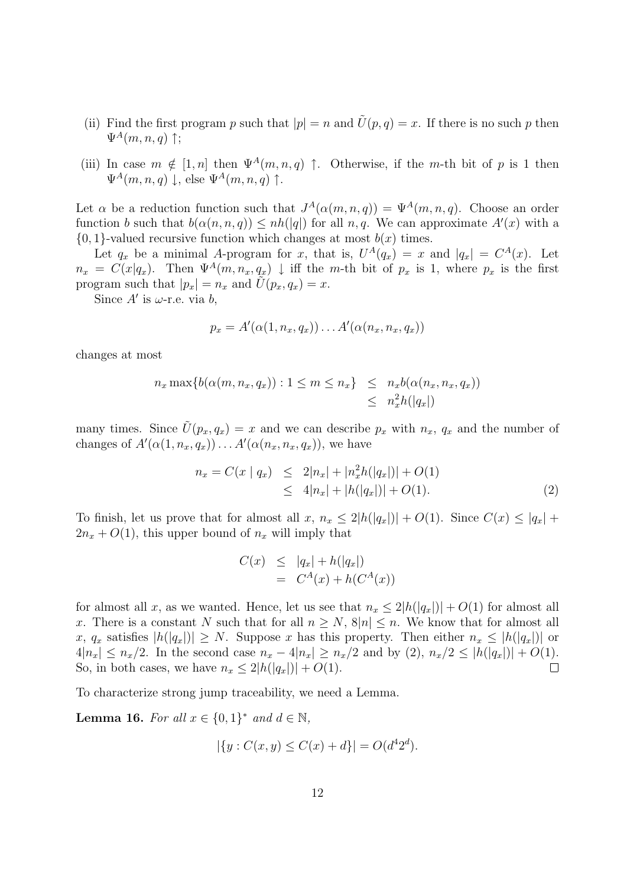(ii) Find the first program $p$ such that $|p| = n$ and $\tilde{U}(p, q) = x$. If there is no such $p$ then $\Psi^A(m, n, q) \uparrow$;

(iii) In case $m \notin [1, n]$ then $\Psi^A(m, n, q) \uparrow$. Otherwise, if the $m$-th bit of $p$ is 1 then $\Psi^A(m, n, q) \downarrow$, else $\Psi^A(m, n, q) \uparrow$.

Let $\alpha$ be a reduction function such that $J^A(\alpha(m, n, q)) = \Psi^A(m, n, q)$. Choose an order function $b$ such that $b(\alpha(n, n, q)) \leq nh(|q|)$ for all $n, q$. We can approximate $A'(x)$ with a $\{0, 1\}$-valued recursive function which changes at most $b(x)$ times.

Let $q_x$ be a minimal $A$-program for $x$, that is, $U^A(q_x) = x$ and $|q_x| = C^A(x)$. Let $n_x = C(x|q_x)$. Then $\Psi^A(m, n_x, q_x) \downarrow$ iff the $m$-th bit of $p_x$ is 1, where $p_x$ is the first program such that $|p_x| = n_x$ and $\tilde{U}(p_x, q_x) = x$.

Since $A'$ is $\omega$-r.e. via $b$,

$$p_x = A'(\alpha(1, n_x, q_x)) \ldots A'(\alpha(n_x, n_x, q_x))$$

changes at most

$$\begin{aligned} n_x \max\{b(\alpha(m, n_x, q_x)) : 1 \leq m \leq n_x\} &\leq n_x b(\alpha(n_x, n_x, q_x)) \\ &\leq n_x^2 h(|q_x|) \end{aligned}$$

many times. Since $\tilde{U}(p_x, q_x) = x$ and we can describe $p_x$ with $n_x$, $q_x$ and the number of changes of $A'(\alpha(1, n_x, q_x)) \ldots A'(\alpha(n_x, n_x, q_x))$, we have

$$\begin{aligned} n_x = C(x \mid q_x) &\leq 2|n_x| + |n_x^2 h(|q_x|)| + O(1) \\ &\leq 4|n_x| + |h(|q_x|)| + O(1). \end{aligned} \tag{2}$$

To finish, let us prove that for almost all $x$, $n_x \leq 2|h(|q_x|)| + O(1)$. Since $C(x) \leq |q_x| + 2n_x + O(1)$, this upper bound of $n_x$ will imply that

$$\begin{aligned} C(x) &\leq |q_x| + h(|q_x|) \\ &= C^A(x) + h(C^A(x)) \end{aligned}$$

for almost all $x$, as we wanted. Hence, let us see that $n_x \leq 2|h(|q_x|)| + O(1)$ for almost all $x$. There is a constant $N$ such that for all $n \geq N$, $8|n| \leq n$. We know that for almost all $x$, $q_x$ satisfies $|h(|q_x|)| \geq N$. Suppose $x$ has this property. Then either $n_x \leq |h(|q_x|)|$ or $4|n_x| \leq n_x/2$. In the second case $n_x - 4|n_x| \geq n_x/2$ and by (2), $n_x/2 \leq |h(|q_x|)| + O(1)$. So, in both cases, we have $n_x \leq 2|h(|q_x|)| + O(1)$. □

To characterize strong jump traceability, we need a Lemma.

**Lemma 16.** *For all $x \in \{0, 1\}^*$ and $d \in \mathbb{N}$,*

$$|\{y : C(x, y) \leq C(x) + d\}| = O(d^4 2^d).$$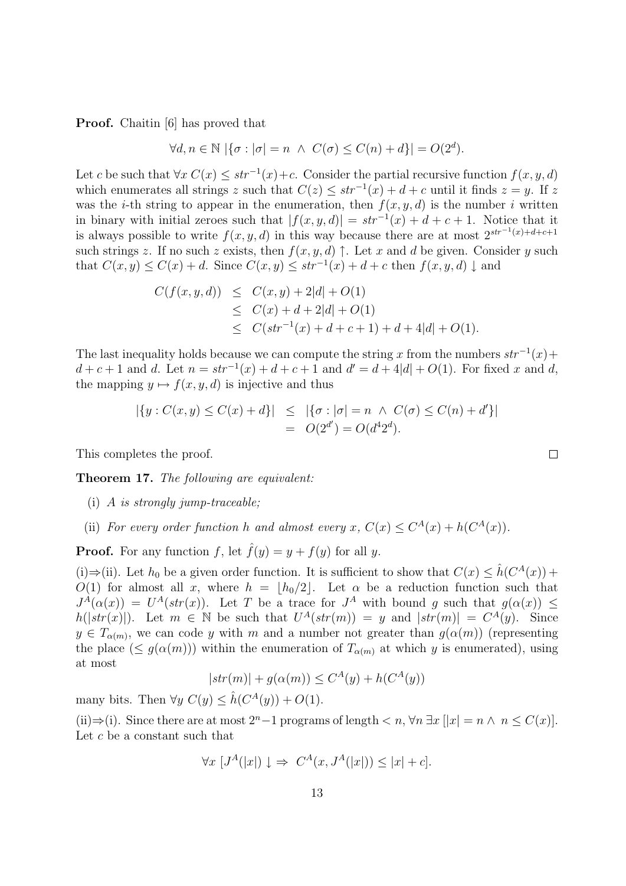**Proof.** Chaitin [6] has proved that

$$\forall d, n \in \mathbb{N}\ |\{\sigma : |\sigma| = n\ \wedge\ C(\sigma) \leq C(n) + d\}| = O(2^d).$$

Let $c$ be such that $\forall x\ C(x) \leq str^{-1}(x) + c$. Consider the partial recursive function $f(x, y, d)$ which enumerates all strings $z$ such that $C(z) \leq str^{-1}(x) + d + c$ until it finds $z = y$. If $z$ was the $i$-th string to appear in the enumeration, then $f(x, y, d)$ is the number $i$ written in binary with initial zeroes such that $|f(x, y, d)| = str^{-1}(x) + d + c + 1$. Notice that it is always possible to write $f(x, y, d)$ in this way because there are at most $2^{str^{-1}(x)+d+c+1}$ such strings $z$. If no such $z$ exists, then $f(x, y, d) \uparrow$. Let $x$ and $d$ be given. Consider $y$ such that $C(x, y) \leq C(x) + d$. Since $C(x, y) \leq str^{-1}(x) + d + c$ then $f(x, y, d) \downarrow$ and

$$\begin{aligned}
C(f(x, y, d)) &\leq C(x, y) + 2|d| + O(1) \\
&\leq C(x) + d + 2|d| + O(1) \\
&\leq C(str^{-1}(x) + d + c + 1) + d + 4|d| + O(1).
\end{aligned}$$

The last inequality holds because we can compute the string $x$ from the numbers $str^{-1}(x) + d + c + 1$ and $d$. Let $n = str^{-1}(x) + d + c + 1$ and $d' = d + 4|d| + O(1)$. For fixed $x$ and $d$, the mapping $y \mapsto f(x, y, d)$ is injective and thus

$$\begin{aligned}
|\{y : C(x, y) \leq C(x) + d\}| &\leq |\{\sigma : |\sigma| = n\ \wedge\ C(\sigma) \leq C(n) + d'\}| \\
&= O(2^{d'}) = O(d^4 2^d).
\end{aligned}$$

This completes the proof. □

**Theorem 17.** *The following are equivalent:*

(i) *$A$ is strongly jump-traceable;*

(ii) *For every order function $h$ and almost every $x$, $C(x) \leq C^A(x) + h(C^A(x))$.*

**Proof.** For any function $f$, let $\hat{f}(y) = y + f(y)$ for all $y$.

(i)⇒(ii). Let $h_0$ be a given order function. It is sufficient to show that $C(x) \leq \hat{h}(C^A(x)) + O(1)$ for almost all $x$, where $h = \lfloor h_0/2 \rfloor$. Let $\alpha$ be a reduction function such that $J^A(\alpha(x)) = U^A(str(x))$. Let $T$ be a trace for $J^A$ with bound $g$ such that $g(\alpha(x)) \leq h(|str(x)|)$. Let $m \in \mathbb{N}$ be such that $U^A(str(m)) = y$ and $|str(m)| = C^A(y)$. Since $y \in T_{\alpha(m)}$, we can code $y$ with $m$ and a number not greater than $g(\alpha(m))$ (representing the place ($\leq g(\alpha(m))$) within the enumeration of $T_{\alpha(m)}$ at which $y$ is enumerated), using at most

$$|str(m)| + g(\alpha(m)) \leq C^A(y) + h(C^A(y))$$

many bits. Then $\forall y\ C(y) \leq \hat{h}(C^A(y)) + O(1)$.

(ii)⇒(i). Since there are at most $2^n - 1$ programs of length $< n$, $\forall n\ \exists x\ [|x| = n \wedge n \leq C(x)]$. Let $c$ be a constant such that

$$\forall x\ [J^A(|x|) \downarrow \Rightarrow\ C^A(x, J^A(|x|)) \leq |x| + c].$$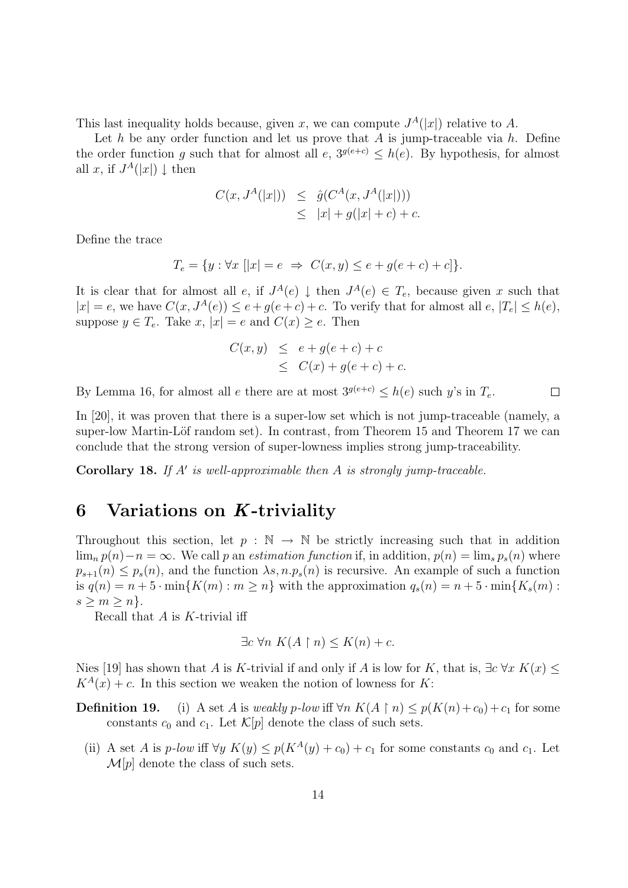This last inequality holds because, given $x$, we can compute $J^A(|x|)$ relative to $A$.

Let $h$ be any order function and let us prove that $A$ is jump-traceable via $h$. Define the order function $g$ such that for almost all $e$, $3^{g(e+c)} \leq h(e)$. By hypothesis, for almost all $x$, if $J^A(|x|)\downarrow$ then

$$\begin{aligned} C(x, J^A(|x|)) &\leq \hat{g}(C^A(x, J^A(|x|))) \\ &\leq |x| + g(|x|+c) + c. \end{aligned}$$

Define the trace

$$T_e = \{y : \forall x \; [|x| = e \;\Rightarrow\; C(x,y) \leq e + g(e+c) + c]\}.$$

It is clear that for almost all $e$, if $J^A(e)\downarrow$ then $J^A(e) \in T_e$, because given $x$ such that $|x| = e$, we have $C(x, J^A(e)) \leq e + g(e+c) + c$. To verify that for almost all $e$, $|T_e| \leq h(e)$, suppose $y \in T_e$. Take $x$, $|x| = e$ and $C(x) \geq e$. Then

$$\begin{aligned} C(x,y) &\leq e + g(e+c) + c \\ &\leq C(x) + g(e+c) + c. \end{aligned}$$

By Lemma 16, for almost all $e$ there are at most $3^{g(e+c)} \leq h(e)$ such $y$'s in $T_e$. □

In [20], it was proven that there is a super-low set which is not jump-traceable (namely, a super-low Martin-Löf random set). In contrast, from Theorem 15 and Theorem 17 we can conclude that the strong version of super-lowness implies strong jump-traceability.

**Corollary 18.** *If $A'$ is well-approximable then $A$ is strongly jump-traceable.*

# 6 Variations on $K$-triviality

Throughout this section, let $p : \mathbb{N} \to \mathbb{N}$ be strictly increasing such that in addition $\lim_n p(n) - n = \infty$. We call $p$ an *estimation function* if, in addition, $p(n) = \lim_s p_s(n)$ where $p_{s+1}(n) \leq p_s(n)$, and the function $\lambda s, n.p_s(n)$ is recursive. An example of such a function is $q(n) = n + 5 \cdot \min\{K(m) : m \geq n\}$ with the approximation $q_s(n) = n + 5 \cdot \min\{K_s(m) : s \geq m \geq n\}$.

Recall that $A$ is $K$-trivial iff

$$\exists c \; \forall n \; K(A \restriction n) \leq K(n) + c.$$

Nies [19] has shown that $A$ is $K$-trivial if and only if $A$ is low for $K$, that is, $\exists c \; \forall x \; K(x) \leq K^A(x) + c$. In this section we weaken the notion of lowness for $K$:

**Definition 19.** (i) A set $A$ is *weakly $p$-low* iff $\forall n \; K(A \restriction n) \leq p(K(n) + c_0) + c_1$ for some constants $c_0$ and $c_1$. Let $\mathcal{K}[p]$ denote the class of such sets.

(ii) A set $A$ is *$p$-low* iff $\forall y \; K(y) \leq p(K^A(y) + c_0) + c_1$ for some constants $c_0$ and $c_1$. Let $\mathcal{M}[p]$ denote the class of such sets.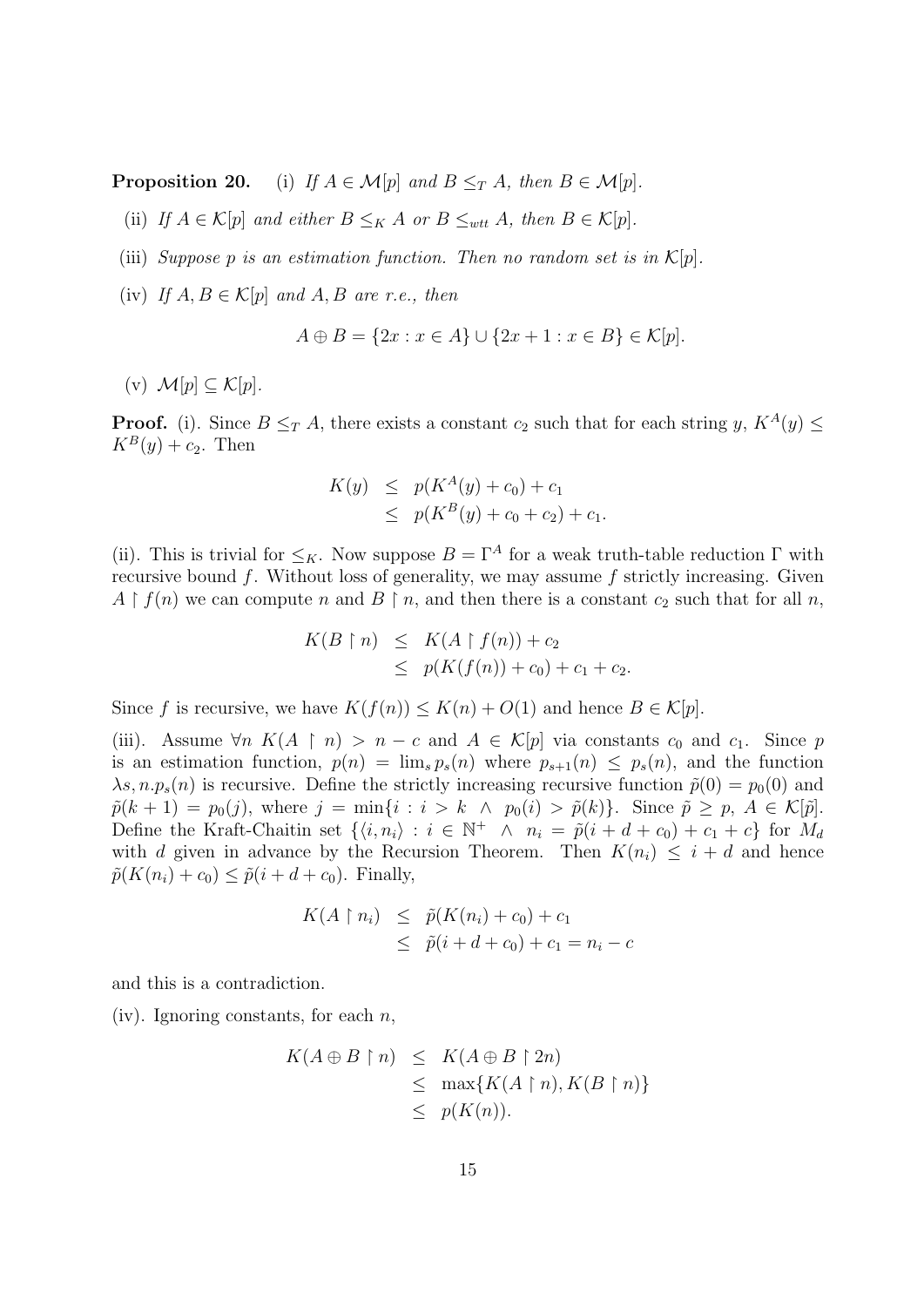**Proposition 20.** (i) *If $A \in \mathcal{M}[p]$ and $B \leq_T A$, then $B \in \mathcal{M}[p]$.*

(ii) *If $A \in \mathcal{K}[p]$ and either $B \leq_K A$ or $B \leq_{wtt} A$, then $B \in \mathcal{K}[p]$.*

(iii) *Suppose $p$ is an estimation function. Then no random set is in $\mathcal{K}[p]$.*

(iv) *If $A, B \in \mathcal{K}[p]$ and $A, B$ are r.e., then*

$$A \oplus B = \{2x : x \in A\} \cup \{2x + 1 : x \in B\} \in \mathcal{K}[p].$$

(v) $\mathcal{M}[p] \subseteq \mathcal{K}[p]$.

**Proof.** (i). Since $B \leq_T A$, there exists a constant $c_2$ such that for each string $y$, $K^A(y) \leq K^B(y) + c_2$. Then

$$\begin{aligned} K(y) &\leq p(K^A(y) + c_0) + c_1 \\ &\leq p(K^B(y) + c_0 + c_2) + c_1. \end{aligned}$$

(ii). This is trivial for $\leq_K$. Now suppose $B = \Gamma^A$ for a weak truth-table reduction $\Gamma$ with recursive bound $f$. Without loss of generality, we may assume $f$ strictly increasing. Given $A \upharpoonright f(n)$ we can compute $n$ and $B \upharpoonright n$, and then there is a constant $c_2$ such that for all $n$,

$$\begin{aligned} K(B \upharpoonright n) &\leq K(A \upharpoonright f(n)) + c_2 \\ &\leq p(K(f(n)) + c_0) + c_1 + c_2. \end{aligned}$$

Since $f$ is recursive, we have $K(f(n)) \leq K(n) + O(1)$ and hence $B \in \mathcal{K}[p]$.

(iii). Assume $\forall n \; K(A \upharpoonright n) > n - c$ and $A \in \mathcal{K}[p]$ via constants $c_0$ and $c_1$. Since $p$ is an estimation function, $p(n) = \lim_s p_s(n)$ where $p_{s+1}(n) \leq p_s(n)$, and the function $\lambda s, n.p_s(n)$ is recursive. Define the strictly increasing recursive function $\tilde{p}(0) = p_0(0)$ and $\tilde{p}(k+1) = p_0(j)$, where $j = \min\{i : i > k \;\wedge\; p_0(i) > \tilde{p}(k)\}$. Since $\tilde{p} \geq p$, $A \in \mathcal{K}[\tilde{p}]$. Define the Kraft-Chaitin set $\{\langle i, n_i \rangle : i \in \mathbb{N}^+ \;\wedge\; n_i = \tilde{p}(i + d + c_0) + c_1 + c\}$ for $M_d$ with $d$ given in advance by the Recursion Theorem. Then $K(n_i) \leq i + d$ and hence $\tilde{p}(K(n_i) + c_0) \leq \tilde{p}(i + d + c_0)$. Finally,

$$\begin{aligned} K(A \upharpoonright n_i) &\leq \tilde{p}(K(n_i) + c_0) + c_1 \\ &\leq \tilde{p}(i + d + c_0) + c_1 = n_i - c \end{aligned}$$

and this is a contradiction.

(iv). Ignoring constants, for each $n$,

$$\begin{aligned} K(A \oplus B \upharpoonright n) &\leq K(A \oplus B \upharpoonright 2n) \\ &\leq \max\{K(A \upharpoonright n), K(B \upharpoonright n)\} \\ &\leq p(K(n)). \end{aligned}$$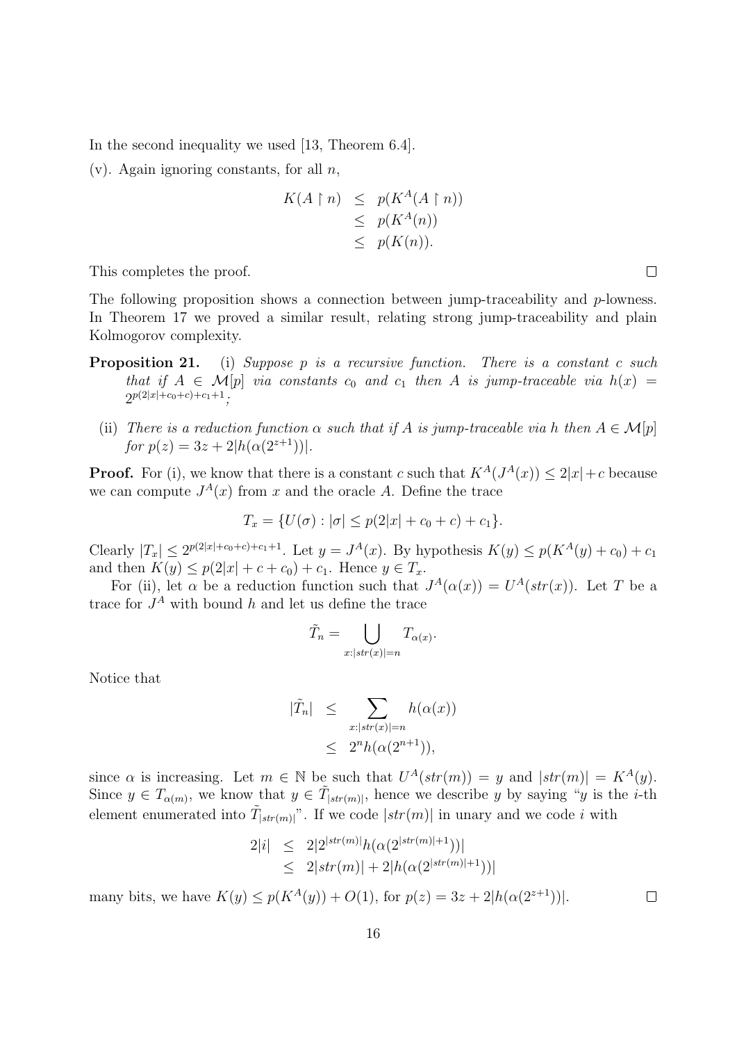In the second inequality we used [13, Theorem 6.4].

(v). Again ignoring constants, for all $n$,

$$
\begin{aligned}
K(A \restriction n) &\leq p(K^A(A \restriction n)) \\
&\leq p(K^A(n)) \\
&\leq p(K(n)).
\end{aligned}
$$

This completes the proof. □

The following proposition shows a connection between jump-traceability and $p$-lowness. In Theorem 17 we proved a similar result, relating strong jump-traceability and plain Kolmogorov complexity.

**Proposition 21.** (i) *Suppose $p$ is a recursive function. There is a constant $c$ such that if $A \in \mathcal{M}[p]$ via constants $c_0$ and $c_1$ then $A$ is jump-traceable via $h(x) = 2^{p(2|x|+c_0+c)+c_1+1}$;*

(ii) *There is a reduction function $\alpha$ such that if $A$ is jump-traceable via $h$ then $A \in \mathcal{M}[p]$ for $p(z) = 3z + 2|h(\alpha(2^{z+1}))|$.*

**Proof.** For (i), we know that there is a constant $c$ such that $K^A(J^A(x)) \leq 2|x| + c$ because we can compute $J^A(x)$ from $x$ and the oracle $A$. Define the trace

$$T_x = \{U(\sigma) : |\sigma| \leq p(2|x| + c_0 + c) + c_1\}.$$

Clearly $|T_x| \leq 2^{p(2|x|+c_0+c)+c_1+1}$. Let $y = J^A(x)$. By hypothesis $K(y) \leq p(K^A(y) + c_0) + c_1$ and then $K(y) \leq p(2|x| + c + c_0) + c_1$. Hence $y \in T_x$.

For (ii), let $\alpha$ be a reduction function such that $J^A(\alpha(x)) = U^A(str(x))$. Let $T$ be a trace for $J^A$ with bound $h$ and let us define the trace

$$\tilde{T}_n = \bigcup_{x:|str(x)|=n} T_{\alpha(x)}.$$

Notice that

$$
\begin{aligned}
|\tilde{T}_n| &\leq \sum_{x:|str(x)|=n} h(\alpha(x)) \\
&\leq 2^n h(\alpha(2^{n+1})),
\end{aligned}
$$

since $\alpha$ is increasing. Let $m \in \mathbb{N}$ be such that $U^A(str(m)) = y$ and $|str(m)| = K^A(y)$. Since $y \in T_{\alpha(m)}$, we know that $y \in \tilde{T}_{|str(m)|}$, hence we describe $y$ by saying "$y$ is the $i$-th element enumerated into $\tilde{T}_{|str(m)|}$". If we code $|str(m)|$ in unary and we code $i$ with

$$
\begin{aligned}
2|i| &\leq 2|2^{|str(m)|} h(\alpha(2^{|str(m)|+1}))| \\
&\leq 2|str(m)| + 2|h(\alpha(2^{|str(m)|+1}))|
\end{aligned}
$$

many bits, we have $K(y) \leq p(K^A(y)) + O(1)$, for $p(z) = 3z + 2|h(\alpha(2^{z+1}))|$. □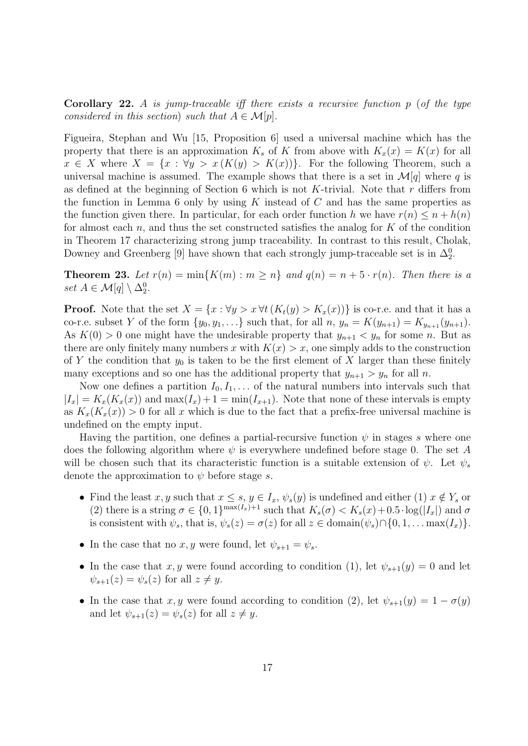**Corollary 22.** *A is jump-traceable iff there exists a recursive function p (of the type considered in this section) such that $A \in \mathcal{M}[p]$.*

Figueira, Stephan and Wu [15, Proposition 6] used a universal machine which has the property that there is an approximation $K_s$ of $K$ from above with $K_x(x) = K(x)$ for all $x \in X$ where $X = \{x : \forall y > x\,(K(y) > K(x))\}$. For the following Theorem, such a universal machine is assumed. The example shows that there is a set in $\mathcal{M}[q]$ where $q$ is as defined at the beginning of Section 6 which is not $K$-trivial. Note that $r$ differs from the function in Lemma 6 only by using $K$ instead of $C$ and has the same properties as the function given there. In particular, for each order function $h$ we have $r(n) \leq n + h(n)$ for almost each $n$, and thus the set constructed satisfies the analog for $K$ of the condition in Theorem 17 characterizing strong jump traceability. In contrast to this result, Cholak, Downey and Greenberg [9] have shown that each strongly jump-traceable set is in $\Delta^0_2$.

**Theorem 23.** *Let $r(n) = \min\{K(m) : m \geq n\}$ and $q(n) = n + 5 \cdot r(n)$. Then there is a set $A \in \mathcal{M}[q] \setminus \Delta^0_2$.*

**Proof.** Note that the set $X = \{x : \forall y > x\, \forall t\,(K_t(y) > K_x(x))\}$ is co-r.e. and that it has a co-r.e. subset $Y$ of the form $\{y_0, y_1, \ldots\}$ such that, for all $n$, $y_n = K(y_{n+1}) = K_{y_{n+1}}(y_{n+1})$. As $K(0) > 0$ one might have the undesirable property that $y_{n+1} < y_n$ for some $n$. But as there are only finitely many numbers $x$ with $K(x) > x$, one simply adds to the construction of $Y$ the condition that $y_0$ is taken to be the first element of $X$ larger than these finitely many exceptions and so one has the additional property that $y_{n+1} > y_n$ for all $n$.

Now one defines a partition $I_0, I_1, \ldots$ of the natural numbers into intervals such that $|I_x| = K_x(K_x(x))$ and $\max(I_x) + 1 = \min(I_{x+1})$. Note that none of these intervals is empty as $K_x(K_x(x)) > 0$ for all $x$ which is due to the fact that a prefix-free universal machine is undefined on the empty input.

Having the partition, one defines a partial-recursive function $\psi$ in stages $s$ where one does the following algorithm where $\psi$ is everywhere undefined before stage 0. The set $A$ will be chosen such that its characteristic function is a suitable extension of $\psi$. Let $\psi_s$ denote the approximation to $\psi$ before stage $s$.

- Find the least $x, y$ such that $x \leq s$, $y \in I_x$, $\psi_s(y)$ is undefined and either (1) $x \notin Y_s$ or (2) there is a string $\sigma \in \{0,1\}^{\max(I_x)+1}$ such that $K_s(\sigma) < K_s(x) + 0.5 \cdot \log(|I_x|)$ and $\sigma$ is consistent with $\psi_s$, that is, $\psi_s(z) = \sigma(z)$ for all $z \in \mathrm{domain}(\psi_s) \cap \{0, 1, \ldots \max(I_x)\}$.
- In the case that no $x, y$ were found, let $\psi_{s+1} = \psi_s$.
- In the case that $x, y$ were found according to condition (1), let $\psi_{s+1}(y) = 0$ and let $\psi_{s+1}(z) = \psi_s(z)$ for all $z \neq y$.
- In the case that $x, y$ were found according to condition (2), let $\psi_{s+1}(y) = 1 - \sigma(y)$ and let $\psi_{s+1}(z) = \psi_s(z)$ for all $z \neq y$.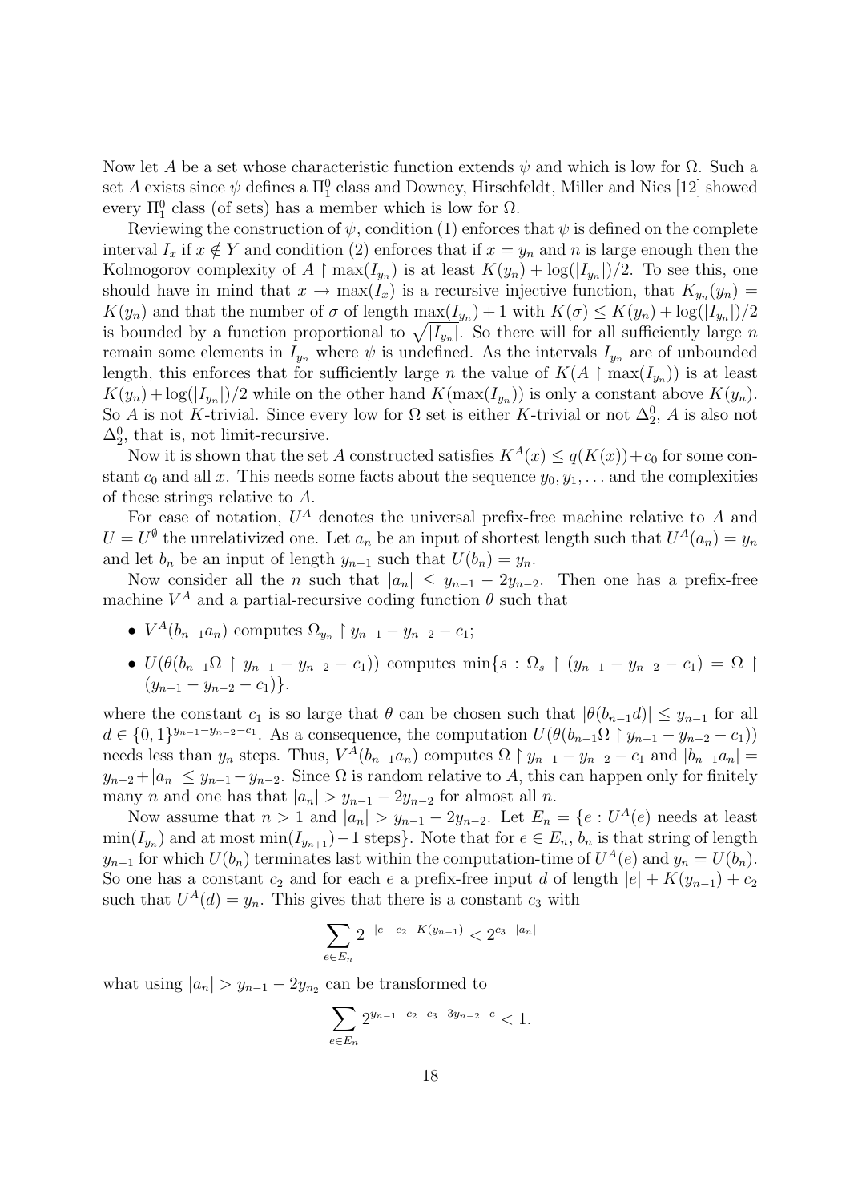Now let $A$ be a set whose characteristic function extends $\psi$ and which is low for $\Omega$. Such a set $A$ exists since $\psi$ defines a $\Pi^0_1$ class and Downey, Hirschfeldt, Miller and Nies [12] showed every $\Pi^0_1$ class (of sets) has a member which is low for $\Omega$.

Reviewing the construction of $\psi$, condition (1) enforces that $\psi$ is defined on the complete interval $I_x$ if $x \notin Y$ and condition (2) enforces that if $x = y_n$ and $n$ is large enough then the Kolmogorov complexity of $A \upharpoonright \max(I_{y_n})$ is at least $K(y_n) + \log(|I_{y_n}|)/2$. To see this, one should have in mind that $x \to \max(I_x)$ is a recursive injective function, that $K_{y_n}(y_n) = K(y_n)$ and that the number of $\sigma$ of length $\max(I_{y_n}) + 1$ with $K(\sigma) \leq K(y_n) + \log(|I_{y_n}|)/2$ is bounded by a function proportional to $\sqrt{|I_{y_n}|}$. So there will for all sufficiently large $n$ remain some elements in $I_{y_n}$ where $\psi$ is undefined. As the intervals $I_{y_n}$ are of unbounded length, this enforces that for sufficiently large $n$ the value of $K(A \upharpoonright \max(I_{y_n}))$ is at least $K(y_n) + \log(|I_{y_n}|)/2$ while on the other hand $K(\max(I_{y_n}))$ is only a constant above $K(y_n)$. So $A$ is not $K$-trivial. Since every low for $\Omega$ set is either $K$-trivial or not $\Delta^0_2$, $A$ is also not $\Delta^0_2$, that is, not limit-recursive.

Now it is shown that the set $A$ constructed satisfies $K^A(x) \leq q(K(x)) + c_0$ for some constant $c_0$ and all $x$. This needs some facts about the sequence $y_0, y_1, \ldots$ and the complexities of these strings relative to $A$.

For ease of notation, $U^A$ denotes the universal prefix-free machine relative to $A$ and $U = U^\emptyset$ the unrelativized one. Let $a_n$ be an input of shortest length such that $U^A(a_n) = y_n$ and let $b_n$ be an input of length $y_{n-1}$ such that $U(b_n) = y_n$.

Now consider all the $n$ such that $|a_n| \leq y_{n-1} - 2y_{n-2}$. Then one has a prefix-free machine $V^A$ and a partial-recursive coding function $\theta$ such that

- $V^A(b_{n-1}a_n)$ computes $\Omega_{y_n} \upharpoonright y_{n-1} - y_{n-2} - c_1$;
- $U(\theta(b_{n-1}\Omega \upharpoonright y_{n-1} - y_{n-2} - c_1))$ computes $\min\{s : \Omega_s \upharpoonright (y_{n-1} - y_{n-2} - c_1) = \Omega \upharpoonright (y_{n-1} - y_{n-2} - c_1)\}$.

where the constant $c_1$ is so large that $\theta$ can be chosen such that $|\theta(b_{n-1}d)| \leq y_{n-1}$ for all $d \in \{0,1\}^{y_{n-1}-y_{n-2}-c_1}$. As a consequence, the computation $U(\theta(b_{n-1}\Omega \upharpoonright y_{n-1} - y_{n-2} - c_1))$ needs less than $y_n$ steps. Thus, $V^A(b_{n-1}a_n)$ computes $\Omega \upharpoonright y_{n-1} - y_{n-2} - c_1$ and $|b_{n-1}a_n| = y_{n-2} + |a_n| \leq y_{n-1} - y_{n-2}$. Since $\Omega$ is random relative to $A$, this can happen only for finitely many $n$ and one has that $|a_n| > y_{n-1} - 2y_{n-2}$ for almost all $n$.

Now assume that $n > 1$ and $|a_n| > y_{n-1} - 2y_{n-2}$. Let $E_n = \{e : U^A(e)$ needs at least $\min(I_{y_n})$ and at most $\min(I_{y_{n+1}}) - 1$ steps$\}$. Note that for $e \in E_n$, $b_n$ is that string of length $y_{n-1}$ for which $U(b_n)$ terminates last within the computation-time of $U^A(e)$ and $y_n = U(b_n)$. So one has a constant $c_2$ and for each $e$ a prefix-free input $d$ of length $|e| + K(y_{n-1}) + c_2$ such that $U^A(d) = y_n$. This gives that there is a constant $c_3$ with

$$\sum_{e \in E_n} 2^{-|e| - c_2 - K(y_{n-1})} < 2^{c_3 - |a_n|}$$

what using $|a_n| > y_{n-1} - 2y_{n_2}$ can be transformed to

$$\sum_{e \in E_n} 2^{y_{n-1} - c_2 - c_3 - 3y_{n-2} - e} < 1.$$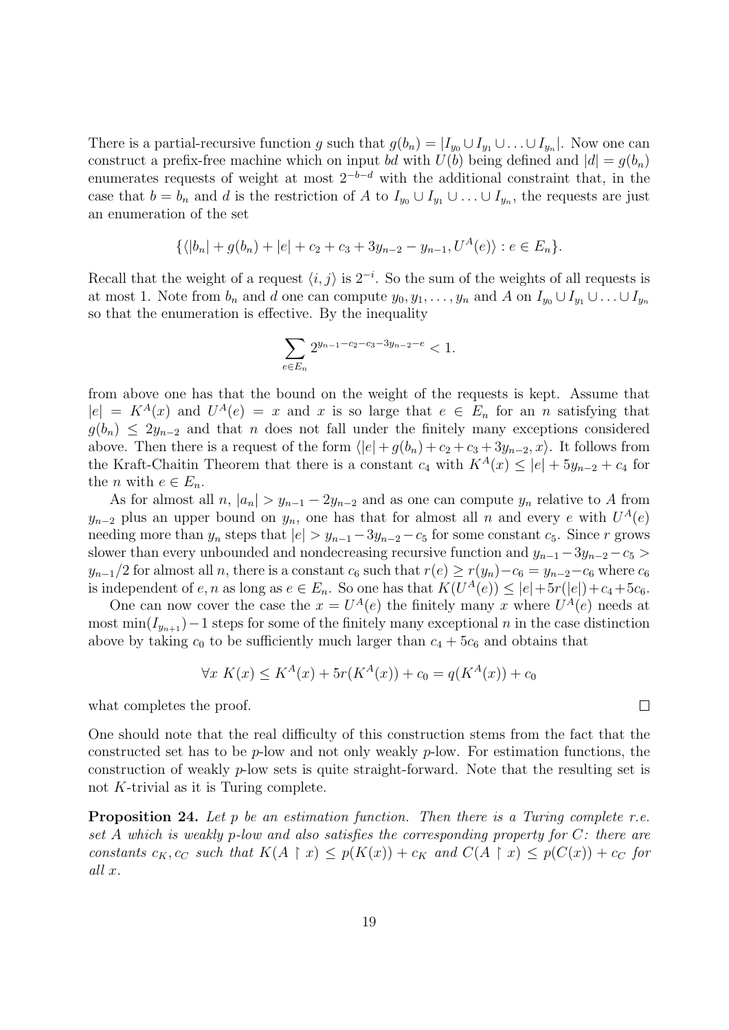There is a partial-recursive function $g$ such that $g(b_n) = |I_{y_0} \cup I_{y_1} \cup \ldots \cup I_{y_n}|$. Now one can construct a prefix-free machine which on input $bd$ with $U(b)$ being defined and $|d| = g(b_n)$ enumerates requests of weight at most $2^{-b-d}$ with the additional constraint that, in the case that $b = b_n$ and $d$ is the restriction of $A$ to $I_{y_0} \cup I_{y_1} \cup \ldots \cup I_{y_n}$, the requests are just an enumeration of the set

$$\{\langle |b_n| + g(b_n) + |e| + c_2 + c_3 + 3y_{n-2} - y_{n-1}, U^A(e)\rangle : e \in E_n\}.$$

Recall that the weight of a request $\langle i, j\rangle$ is $2^{-i}$. So the sum of the weights of all requests is at most 1. Note from $b_n$ and $d$ one can compute $y_0, y_1, \ldots, y_n$ and $A$ on $I_{y_0} \cup I_{y_1} \cup \ldots \cup I_{y_n}$ so that the enumeration is effective. By the inequality

$$\sum_{e \in E_n} 2^{y_{n-1} - c_2 - c_3 - 3y_{n-2} - e} < 1.$$

from above one has that the bound on the weight of the requests is kept. Assume that $|e| = K^A(x)$ and $U^A(e) = x$ and $x$ is so large that $e \in E_n$ for an $n$ satisfying that $g(b_n) \leq 2y_{n-2}$ and that $n$ does not fall under the finitely many exceptions considered above. Then there is a request of the form $\langle |e| + g(b_n) + c_2 + c_3 + 3y_{n-2}, x\rangle$. It follows from the Kraft-Chaitin Theorem that there is a constant $c_4$ with $K^A(x) \leq |e| + 5y_{n-2} + c_4$ for the $n$ with $e \in E_n$.

As for almost all $n$, $|a_n| > y_{n-1} - 2y_{n-2}$ and as one can compute $y_n$ relative to $A$ from $y_{n-2}$ plus an upper bound on $y_n$, one has that for almost all $n$ and every $e$ with $U^A(e)$ needing more than $y_n$ steps that $|e| > y_{n-1} - 3y_{n-2} - c_5$ for some constant $c_5$. Since $r$ grows slower than every unbounded and nondecreasing recursive function and $y_{n-1} - 3y_{n-2} - c_5 > y_{n-1}/2$ for almost all $n$, there is a constant $c_6$ such that $r(e) \geq r(y_n) - c_6 = y_{n-2} - c_6$ where $c_6$ is independent of $e, n$ as long as $e \in E_n$. So one has that $K(U^A(e)) \leq |e| + 5r(|e|) + c_4 + 5c_6$.

One can now cover the case the $x = U^A(e)$ the finitely many $x$ where $U^A(e)$ needs at most $\min(I_{y_{n+1}}) - 1$ steps for some of the finitely many exceptional $n$ in the case distinction above by taking $c_0$ to be sufficiently much larger than $c_4 + 5c_6$ and obtains that

$$\forall x \; K(x) \leq K^A(x) + 5r(K^A(x)) + c_0 = q(K^A(x)) + c_0$$

what completes the proof. $\square$

One should note that the real difficulty of this construction stems from the fact that the constructed set has to be $p$-low and not only weakly $p$-low. For estimation functions, the construction of weakly $p$-low sets is quite straight-forward. Note that the resulting set is not $K$-trivial as it is Turing complete.

**Proposition 24.** *Let $p$ be an estimation function. Then there is a Turing complete r.e. set $A$ which is weakly $p$-low and also satisfies the corresponding property for $C$: there are constants $c_K, c_C$ such that $K(A \upharpoonright x) \leq p(K(x)) + c_K$ and $C(A \upharpoonright x) \leq p(C(x)) + c_C$ for all $x$.*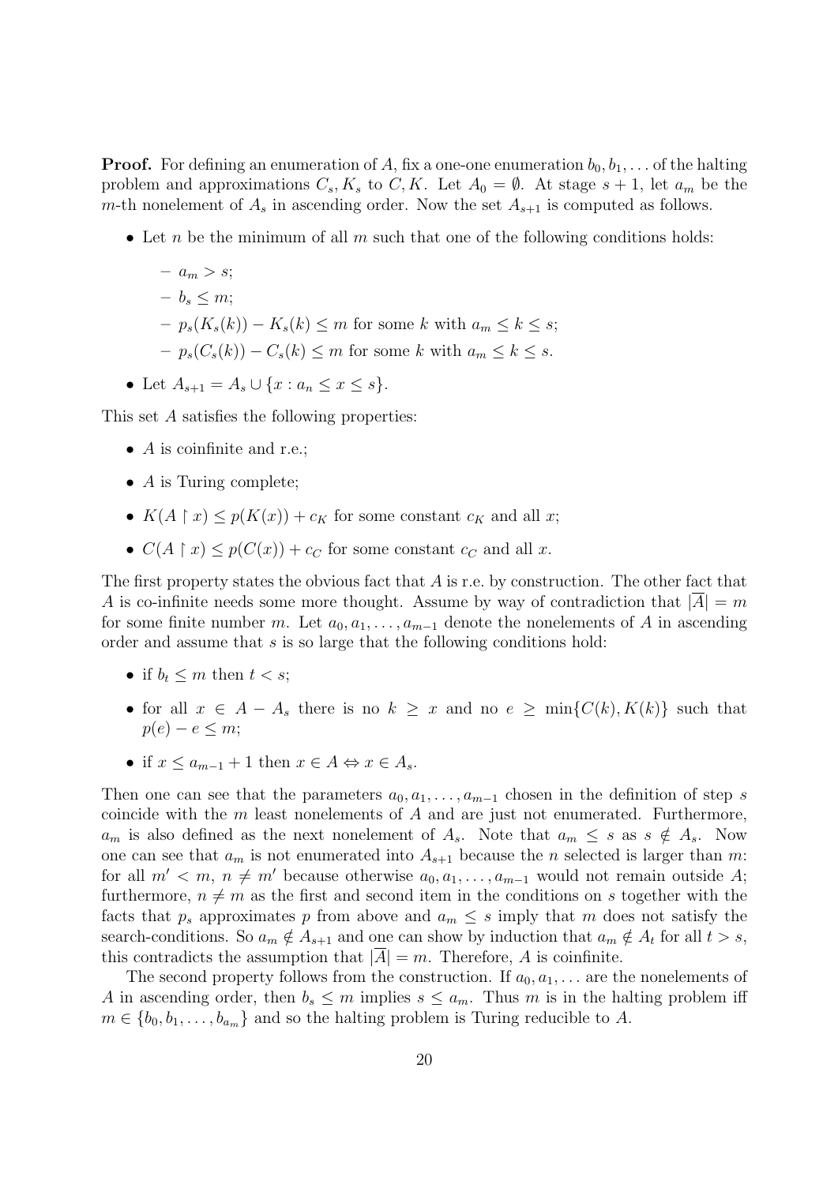**Proof.** For defining an enumeration of $A$, fix a one-one enumeration $b_0, b_1, \ldots$ of the halting problem and approximations $C_s, K_s$ to $C, K$. Let $A_0 = \emptyset$. At stage $s+1$, let $a_m$ be the $m$-th nonelement of $A_s$ in ascending order. Now the set $A_{s+1}$ is computed as follows.

- Let $n$ be the minimum of all $m$ such that one of the following conditions holds:
  - $a_m > s$;
  - $b_s \leq m$;
  - $p_s(K_s(k)) - K_s(k) \leq m$ for some $k$ with $a_m \leq k \leq s$;
  - $p_s(C_s(k)) - C_s(k) \leq m$ for some $k$ with $a_m \leq k \leq s$.
- Let $A_{s+1} = A_s \cup \{x : a_n \leq x \leq s\}$.

This set $A$ satisfies the following properties:

- $A$ is coinfinite and r.e.;
- $A$ is Turing complete;
- $K(A \upharpoonright x) \leq p(K(x)) + c_K$ for some constant $c_K$ and all $x$;
- $C(A \upharpoonright x) \leq p(C(x)) + c_C$ for some constant $c_C$ and all $x$.

The first property states the obvious fact that $A$ is r.e. by construction. The other fact that $A$ is co-infinite needs some more thought. Assume by way of contradiction that $|\overline{A}| = m$ for some finite number $m$. Let $a_0, a_1, \ldots, a_{m-1}$ denote the nonelements of $A$ in ascending order and assume that $s$ is so large that the following conditions hold:

- if $b_t \leq m$ then $t < s$;
- for all $x \in A - A_s$ there is no $k \geq x$ and no $e \geq \min\{C(k), K(k)\}$ such that $p(e) - e \leq m$;
- if $x \leq a_{m-1} + 1$ then $x \in A \Leftrightarrow x \in A_s$.

Then one can see that the parameters $a_0, a_1, \ldots, a_{m-1}$ chosen in the definition of step $s$ coincide with the $m$ least nonelements of $A$ and are just not enumerated. Furthermore, $a_m$ is also defined as the next nonelement of $A_s$. Note that $a_m \leq s$ as $s \notin A_s$. Now one can see that $a_m$ is not enumerated into $A_{s+1}$ because the $n$ selected is larger than $m$: for all $m' < m$, $n \neq m'$ because otherwise $a_0, a_1, \ldots, a_{m-1}$ would not remain outside $A$; furthermore, $n \neq m$ as the first and second item in the conditions on $s$ together with the facts that $p_s$ approximates $p$ from above and $a_m \leq s$ imply that $m$ does not satisfy the search-conditions. So $a_m \notin A_{s+1}$ and one can show by induction that $a_m \notin A_t$ for all $t > s$, this contradicts the assumption that $|\overline{A}| = m$. Therefore, $A$ is coinfinite.

The second property follows from the construction. If $a_0, a_1, \ldots$ are the nonelements of $A$ in ascending order, then $b_s \leq m$ implies $s \leq a_m$. Thus $m$ is in the halting problem iff $m \in \{b_0, b_1, \ldots, b_{a_m}\}$ and so the halting problem is Turing reducible to $A$.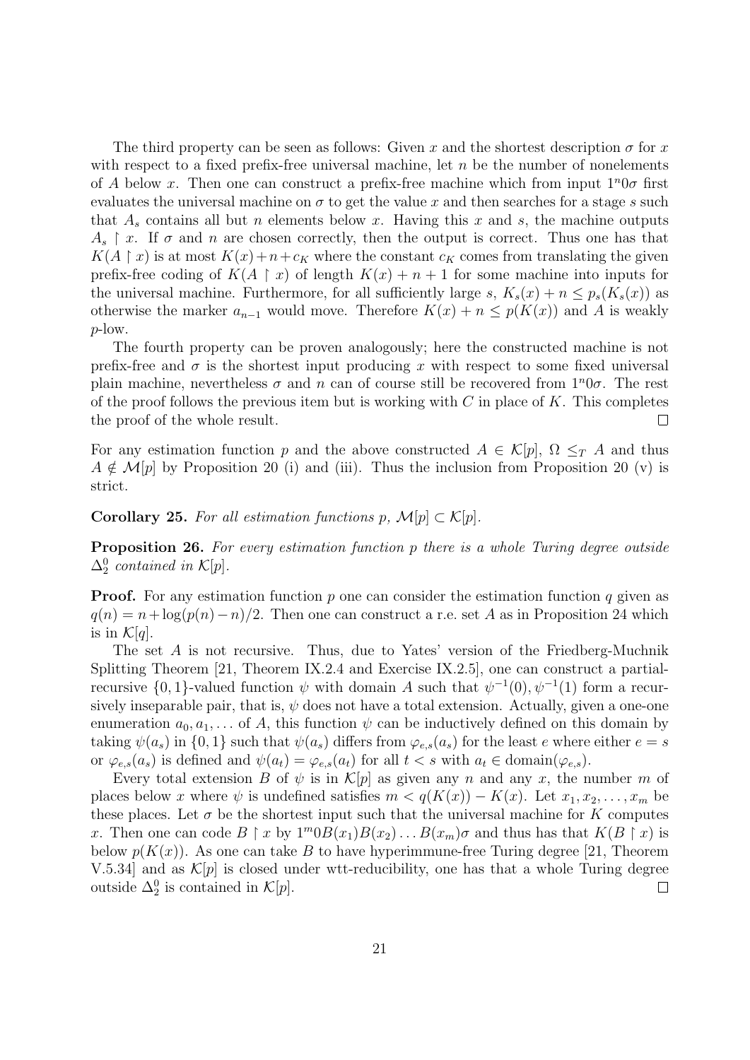The third property can be seen as follows: Given $x$ and the shortest description $\sigma$ for $x$ with respect to a fixed prefix-free universal machine, let $n$ be the number of nonelements of $A$ below $x$. Then one can construct a prefix-free machine which from input $1^n0\sigma$ first evaluates the universal machine on $\sigma$ to get the value $x$ and then searches for a stage $s$ such that $A_s$ contains all but $n$ elements below $x$. Having this $x$ and $s$, the machine outputs $A_s \upharpoonright x$. If $\sigma$ and $n$ are chosen correctly, then the output is correct. Thus one has that $K(A \upharpoonright x)$ is at most $K(x)+n+c_K$ where the constant $c_K$ comes from translating the given prefix-free coding of $K(A \upharpoonright x)$ of length $K(x)+n+1$ for some machine into inputs for the universal machine. Furthermore, for all sufficiently large $s$, $K_s(x)+n \leq p_s(K_s(x))$ as otherwise the marker $a_{n-1}$ would move. Therefore $K(x)+n \leq p(K(x))$ and $A$ is weakly $p$-low.

The fourth property can be proven analogously; here the constructed machine is not prefix-free and $\sigma$ is the shortest input producing $x$ with respect to some fixed universal plain machine, nevertheless $\sigma$ and $n$ can of course still be recovered from $1^n0\sigma$. The rest of the proof follows the previous item but is working with $C$ in place of $K$. This completes the proof of the whole result. $\square$

For any estimation function $p$ and the above constructed $A \in \mathcal{K}[p]$, $\Omega \leq_T A$ and thus $A \notin \mathcal{M}[p]$ by Proposition 20 (i) and (iii). Thus the inclusion from Proposition 20 (v) is strict.

**Corollary 25.** *For all estimation functions $p$, $\mathcal{M}[p] \subset \mathcal{K}[p]$.*

**Proposition 26.** *For every estimation function $p$ there is a whole Turing degree outside $\Delta^0_2$ contained in $\mathcal{K}[p]$.*

**Proof.** For any estimation function $p$ one can consider the estimation function $q$ given as $q(n) = n + \log(p(n)-n)/2$. Then one can construct a r.e. set $A$ as in Proposition 24 which is in $\mathcal{K}[q]$.

The set $A$ is not recursive. Thus, due to Yates' version of the Friedberg-Muchnik Splitting Theorem [21, Theorem IX.2.4 and Exercise IX.2.5], one can construct a partial-recursive $\{0,1\}$-valued function $\psi$ with domain $A$ such that $\psi^{-1}(0), \psi^{-1}(1)$ form a recursively inseparable pair, that is, $\psi$ does not have a total extension. Actually, given a one-one enumeration $a_0, a_1, \ldots$ of $A$, this function $\psi$ can be inductively defined on this domain by taking $\psi(a_s)$ in $\{0,1\}$ such that $\psi(a_s)$ differs from $\varphi_{e,s}(a_s)$ for the least $e$ where either $e = s$ or $\varphi_{e,s}(a_s)$ is defined and $\psi(a_t) = \varphi_{e,s}(a_t)$ for all $t < s$ with $a_t \in \text{domain}(\varphi_{e,s})$.

Every total extension $B$ of $\psi$ is in $\mathcal{K}[p]$ as given any $n$ and any $x$, the number $m$ of places below $x$ where $\psi$ is undefined satisfies $m < q(K(x)) - K(x)$. Let $x_1, x_2, \ldots, x_m$ be these places. Let $\sigma$ be the shortest input such that the universal machine for $K$ computes $x$. Then one can code $B \upharpoonright x$ by $1^m0B(x_1)B(x_2)\ldots B(x_m)\sigma$ and thus has that $K(B \upharpoonright x)$ is below $p(K(x))$. As one can take $B$ to have hyperimmune-free Turing degree [21, Theorem V.5.34] and as $\mathcal{K}[p]$ is closed under wtt-reducibility, one has that a whole Turing degree outside $\Delta^0_2$ is contained in $\mathcal{K}[p]$. $\square$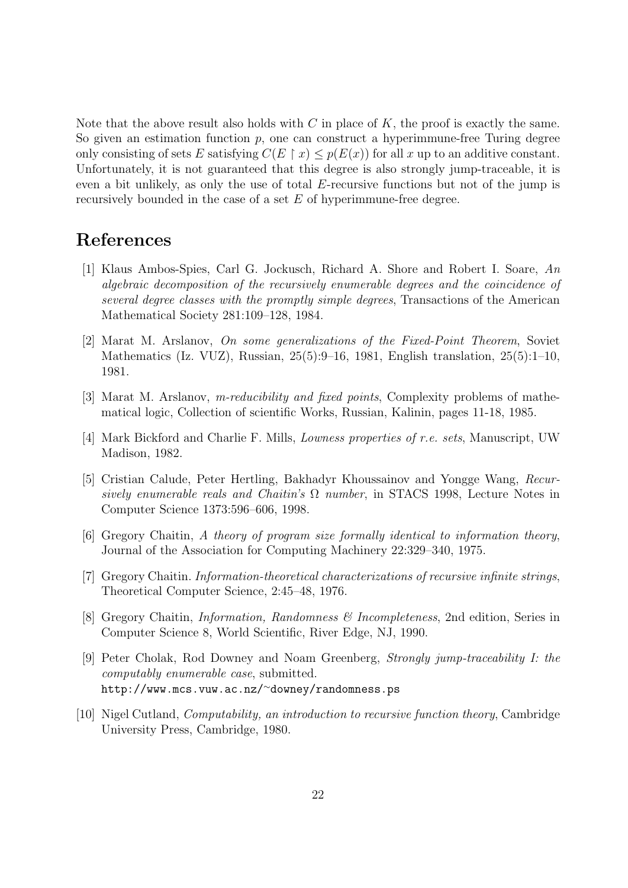Note that the above result also holds with $C$ in place of $K$, the proof is exactly the same. So given an estimation function $p$, one can construct a hyperimmune-free Turing degree only consisting of sets $E$ satisfying $C(E \upharpoonright x) \leq p(E(x))$ for all $x$ up to an additive constant. Unfortunately, it is not guaranteed that this degree is also strongly jump-traceable, it is even a bit unlikely, as only the use of total $E$-recursive functions but not of the jump is recursively bounded in the case of a set $E$ of hyperimmune-free degree.

# References

[1] Klaus Ambos-Spies, Carl G. Jockusch, Richard A. Shore and Robert I. Soare, *An algebraic decomposition of the recursively enumerable degrees and the coincidence of several degree classes with the promptly simple degrees*, Transactions of the American Mathematical Society 281:109–128, 1984.

[2] Marat M. Arslanov, *On some generalizations of the Fixed-Point Theorem*, Soviet Mathematics (Iz. VUZ), Russian, 25(5):9–16, 1981, English translation, 25(5):1–10, 1981.

[3] Marat M. Arslanov, *m-reducibility and fixed points*, Complexity problems of mathematical logic, Collection of scientific Works, Russian, Kalinin, pages 11-18, 1985.

[4] Mark Bickford and Charlie F. Mills, *Lowness properties of r.e. sets*, Manuscript, UW Madison, 1982.

[5] Cristian Calude, Peter Hertling, Bakhadyr Khoussainov and Yongge Wang, *Recursively enumerable reals and Chaitin's $\Omega$ number*, in STACS 1998, Lecture Notes in Computer Science 1373:596–606, 1998.

[6] Gregory Chaitin, *A theory of program size formally identical to information theory*, Journal of the Association for Computing Machinery 22:329–340, 1975.

[7] Gregory Chaitin. *Information-theoretical characterizations of recursive infinite strings*, Theoretical Computer Science, 2:45–48, 1976.

[8] Gregory Chaitin, *Information, Randomness & Incompleteness*, 2nd edition, Series in Computer Science 8, World Scientific, River Edge, NJ, 1990.

[9] Peter Cholak, Rod Downey and Noam Greenberg, *Strongly jump-traceability I: the computably enumerable case*, submitted. http://www.mcs.vuw.ac.nz/~downey/randomness.ps

[10] Nigel Cutland, *Computability, an introduction to recursive function theory*, Cambridge University Press, Cambridge, 1980.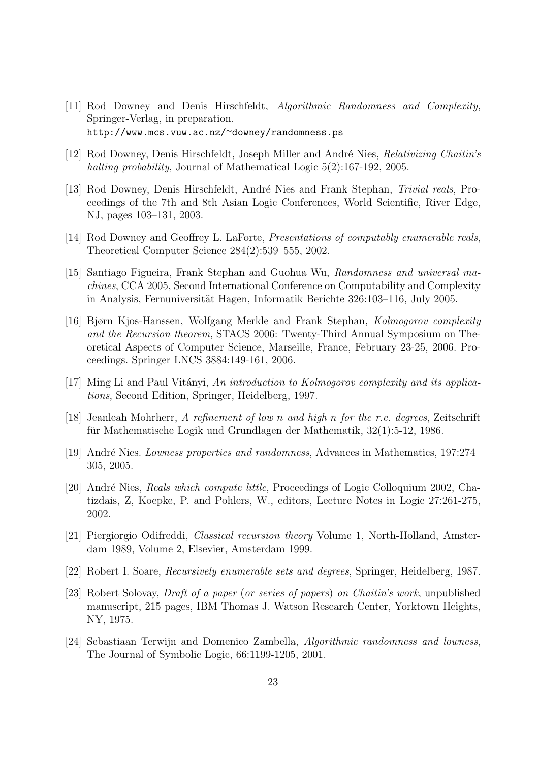[11] Rod Downey and Denis Hirschfeldt, *Algorithmic Randomness and Complexity*, Springer-Verlag, in preparation.
`http://www.mcs.vuw.ac.nz/~downey/randomness.ps`

[12] Rod Downey, Denis Hirschfeldt, Joseph Miller and André Nies, *Relativizing Chaitin's halting probability*, Journal of Mathematical Logic 5(2):167-192, 2005.

[13] Rod Downey, Denis Hirschfeldt, André Nies and Frank Stephan, *Trivial reals*, Proceedings of the 7th and 8th Asian Logic Conferences, World Scientific, River Edge, NJ, pages 103–131, 2003.

[14] Rod Downey and Geoffrey L. LaForte, *Presentations of computably enumerable reals*, Theoretical Computer Science 284(2):539–555, 2002.

[15] Santiago Figueira, Frank Stephan and Guohua Wu, *Randomness and universal machines*, CCA 2005, Second International Conference on Computability and Complexity in Analysis, Fernuniversität Hagen, Informatik Berichte 326:103–116, July 2005.

[16] Bjørn Kjos-Hanssen, Wolfgang Merkle and Frank Stephan, *Kolmogorov complexity and the Recursion theorem*, STACS 2006: Twenty-Third Annual Symposium on Theoretical Aspects of Computer Science, Marseille, France, February 23-25, 2006. Proceedings. Springer LNCS 3884:149-161, 2006.

[17] Ming Li and Paul Vitányi, *An introduction to Kolmogorov complexity and its applications*, Second Edition, Springer, Heidelberg, 1997.

[18] Jeanleah Mohrherr, *A refinement of low n and high n for the r.e. degrees*, Zeitschrift für Mathematische Logik und Grundlagen der Mathematik, 32(1):5-12, 1986.

[19] André Nies. *Lowness properties and randomness*, Advances in Mathematics, 197:274–305, 2005.

[20] André Nies, *Reals which compute little*, Proceedings of Logic Colloquium 2002, Chatizdais, Z, Koepke, P. and Pohlers, W., editors, Lecture Notes in Logic 27:261-275, 2002.

[21] Piergiorgio Odifreddi, *Classical recursion theory* Volume 1, North-Holland, Amsterdam 1989, Volume 2, Elsevier, Amsterdam 1999.

[22] Robert I. Soare, *Recursively enumerable sets and degrees*, Springer, Heidelberg, 1987.

[23] Robert Solovay, *Draft of a paper* (*or series of papers*) *on Chaitin's work*, unpublished manuscript, 215 pages, IBM Thomas J. Watson Research Center, Yorktown Heights, NY, 1975.

[24] Sebastiaan Terwijn and Domenico Zambella, *Algorithmic randomness and lowness*, The Journal of Symbolic Logic, 66:1199-1205, 2001.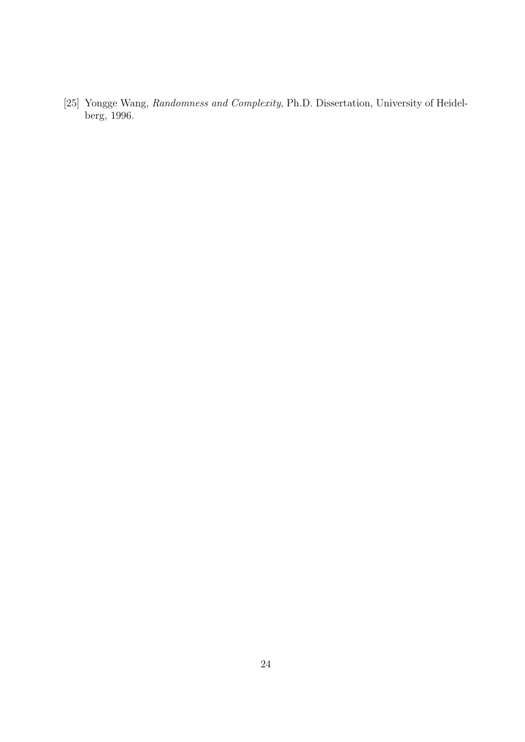[25] Yongge Wang, *Randomness and Complexity*, Ph.D. Dissertation, University of Heidelberg, 1996.